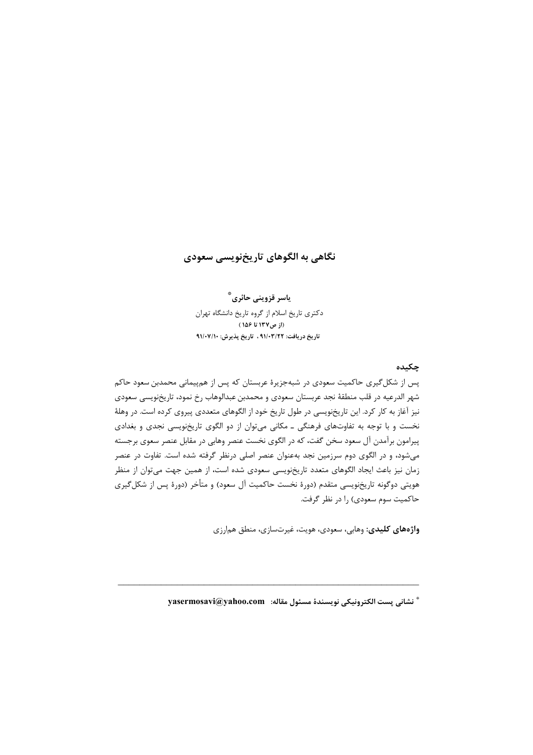# نگاهی به الگوهای تاریخ‌نویسی سعودی

**یاسر قزوینی حائری**[*]

دکتری تاریخ اسلام از گروه تاریخ دانشگاه تهران

**(از ص۱۳۷ تا ۱۵۶)**

**تاریخ دریافت: ۹۱/۰۳/۲۲ ، تاریخ پذیرش: ۹۱/۰۷/۱۰**

## چکیده

پس از شکل‌گیری حاکمیت سعودی در شبه‌جزیرهٔ عربستان که پس از هم‌پیمانی محمدبن سعود حاکم شهر الدرعیه در قلب منطقهٔ نجد عربستان سعودی و محمدبن عبدالوهاب رخ نمود، تاریخ‌نویسی سعودی نیز آغاز به کار کرد. این تاریخ‌نویسی در طول تاریخ خود از الگوهای متعددی پیروی کرده است. در وهلهٔ نخست و با توجه به تفاوت‌های فرهنگی ـ مکانی می‌توان از دو الگوی تاریخ‌نویسی نجدی و بغدادی پیرامون برآمدن آل سعود سخن گفت، که در الگوی نخست عنصر وهابی در مقابل عنصر سعوی برجسته می‌شود، و در الگوی دوم سرزمین نجد به‌عنوان عنصر اصلی درنظر گرفته شده است. تفاوت در عنصر زمان نیز باعث ایجاد الگوهای متعدد تاریخ‌نویسی سعودی شده است، از همین جهت می‌توان از منظر هویتی دوگونه تاریخ‌نویسی متقدم (دورهٔ نخست حاکمیت آل سعود) و متأخر (دورهٔ پس از شکل‌گیری حاکمیت سوم سعودی) را در نظر گرفت.

**واژه‌های کلیدی:** وهابی، سعودی، هویت، غیرت‌سازی، منطق هم‌ارزی

---

[*] **نشانی پست الکترونیکی نویسندهٔ مسئول مقاله: yasermosavi@yahoo.com**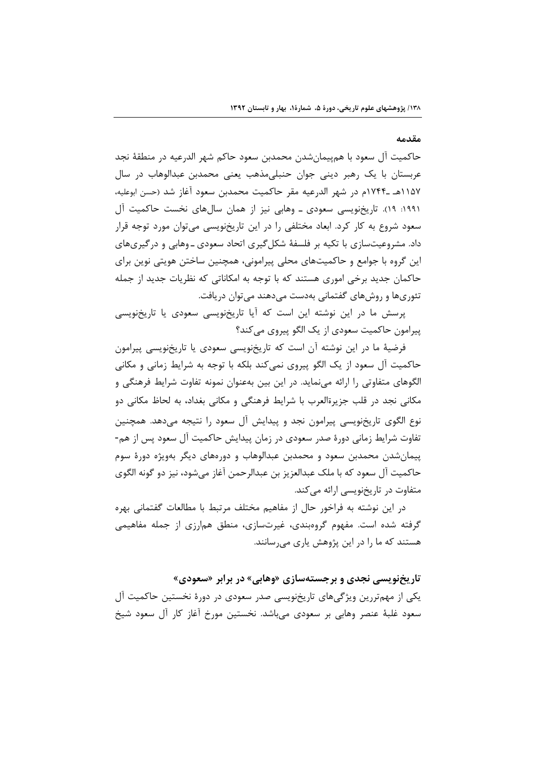## مقدمه

حاکمیت آل سعود با هم‌پیمان‌شدن محمدبن سعود حاکم شهر الدرعیه در منطقهٔ نجد عربستان با یک رهبر دینی جوان حنبلی‌مذهب یعنی محمدبن عبدالوهاب در سال ۱۱۵۷هـ ـ۱۷۴۴م در شهر الدرعیه مقر حاکمیت محمدبن سعود آغاز شد (حسن ابوعلیه، ۱۹۹۱: ۱۹). تاریخ‌نویسی سعودی ـ وهابی نیز از همان سال‌های نخست حاکمیت آل سعود شروع به کار کرد. ابعاد مختلفی را در این تاریخ‌نویسی می‌توان مورد توجه قرار داد. مشروعیت‌سازی با تکیه بر فلسفهٔ شکل‌گیری اتحاد سعودی ـ وهابی و درگیری‌های این گروه با جوامع و حاکمیت‌های محلی پیرامونی، همچنین ساختن هویتی نوین برای حاکمان جدید برخی اموری هستند که با توجه به امکاناتی که نظریات جدید از جمله تئوری‌ها و روش‌های گفتمانی به‌دست می‌دهند می‌توان دریافت.

پرسش ما در این نوشته این است که آیا تاریخ‌نویسی سعودی یا تاریخ‌نویسی پیرامون حاکمیت سعودی از یک الگو پیروی می‌کند؟

فرضیهٔ ما در این نوشته آن است که تاریخ‌نویسی سعودی یا تاریخ‌نویسی پیرامون حاکمیت آل سعود از یک الگو پیروی نمی‌کند بلکه با توجه به شرایط زمانی و مکانی الگوهای متفاوتی را ارائه می‌نماید. در این بین به‌عنوان نمونه تفاوت شرایط فرهنگی و مکانی نجد در قلب جزیرةالعرب با شرایط فرهنگی و مکانی بغداد، به لحاظ مکانی دو نوع الگوی تاریخ‌نویسی پیرامون نجد و پیدایش آل سعود را نتیجه می‌دهد. همچنین تفاوت شرایط زمانی دورهٔ صدر سعودی در زمان پیدایش حاکمیت آل سعود پس از هم-پیمان‌شدن محمدبن سعود و محمدبن عبدالوهاب و دوره‌های دیگر به‌ویژه دورهٔ سوم حاکمیت آل سعود که با ملک عبدالعزیز بن عبدالرحمن آغاز می‌شود، نیز دو گونه الگوی متفاوت در تاریخ‌نویسی ارائه می‌کند.

در این نوشته به فراخور حال از مفاهیم مختلف مرتبط با مطالعات گفتمانی بهره گرفته شده است. مفهوم گروه‌بندی، غیرت‌سازی، منطق هم‌ارزی از جمله مفاهیمی هستند که ما را در این پژوهش یاری می‌رسانند.

## تاریخ‌نویسی نجدی و برجسته‌سازی «وهابی» در برابر «سعودی»

یکی از مهم‌ترین ویژگی‌های تاریخ‌نویسی صدر سعودی در دورهٔ نخستین حاکمیت آل سعود غلبهٔ عنصر وهابی بر سعودی می‌باشد. نخستین مورخ آغاز کار آل سعود شیخ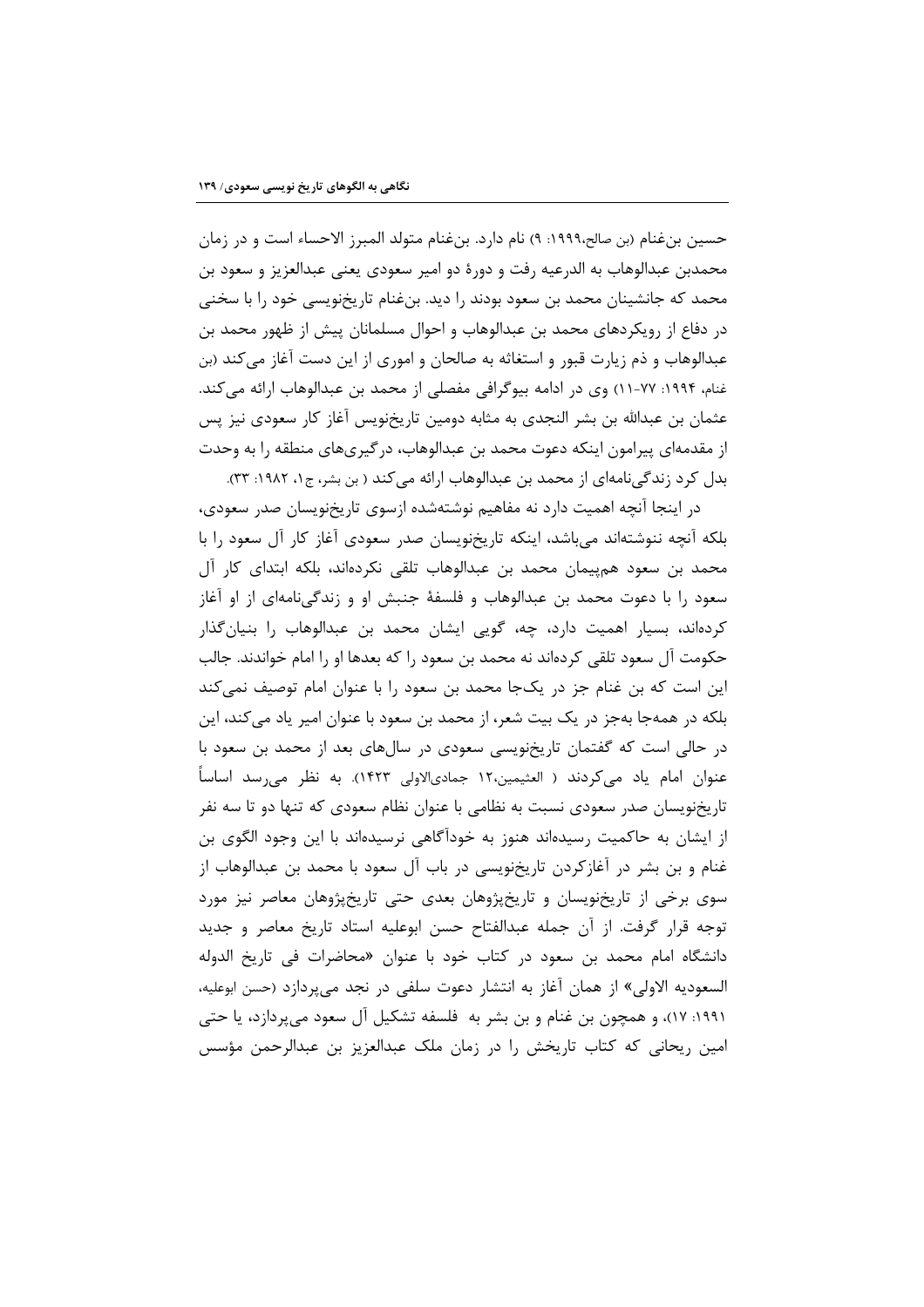حسین بن‌غنام (بن صالح،۱۹۹۹: ۹) نام دارد. بن‌غنام متولد المبرز الاحساء است و در زمان محمدبن عبدالوهاب به الدرعیه رفت و دورهٔ دو امیر سعودی یعنی عبدالعزیز و سعود بن محمد که جانشینان محمد بن سعود بودند را دید. بن‌غنام تاریخ‌نویسی خود را با سخنی در دفاع از رویکردهای محمد بن عبدالوهاب و احوال مسلمانان پیش از ظهور محمد بن عبدالوهاب و ذم زیارت قبور و استغاثه به صالحان و اموری از این دست آغاز می‌کند (بن غنام، ۱۹۹۴: ۷۷-۱۱) وی در ادامه بیوگرافی مفصلی از محمد بن عبدالوهاب ارائه می‌کند. عثمان بن عبدالله بن بشر النجدی به مثابه دومین تاریخ‌نویس آغاز کار سعودی نیز پس از مقدمه‌ای پیرامون اینکه دعوت محمد بن عبدالوهاب، درگیری‌های منطقه را به وحدت بدل کرد زندگی‌نامه‌ای از محمد بن عبدالوهاب ارائه می‌کند ( بن بشر، ج۱، ۱۹۸۲: ۳۳).

در اینجا آنچه اهمیت دارد نه مفاهیم نوشته‌شده ازسوی تاریخ‌نویسان صدر سعودی، بلکه آنچه ننوشته‌اند می‌باشد، اینکه تاریخ‌نویسان صدر سعودی آغاز کار آل سعود را با محمد بن سعود هم‌پیمان محمد بن عبدالوهاب تلقی نکرده‌اند، بلکه ابتدای کار آل سعود را با دعوت محمد بن عبدالوهاب و فلسفهٔ جنبش او و زندگی‌نامه‌ای از او آغاز کرده‌اند، بسیار اهمیت دارد، چه، گویی ایشان محمد بن عبدالوهاب را بنیان‌گذار حکومت آل سعود تلقی کرده‌اند نه محمد بن سعود را که بعدها او را امام خواندند. جالب این است که بن غنام جز در یک‌جا محمد بن سعود را با عنوان امام توصیف نمی‌کند بلکه در همه‌جا به‌جز در یک بیت شعر، از محمد بن سعود با عنوان امیر یاد می‌کند، این در حالی است که گفتمان تاریخ‌نویسی سعودی در سال‌های بعد از محمد بن سعود با عنوان امام یاد می‌کردند ( العثیمین،۱۲ جمادی‌الاولی ۱۴۲۳). به نظر می‌رسد اساساً تاریخ‌نویسان صدر سعودی نسبت به نظامی با عنوان نظام سعودی که تنها دو تا سه نفر از ایشان به حاکمیت رسیده‌اند هنوز به خودآگاهی نرسیده‌اند با این وجود الگوی بن غنام و بن بشر در آغازکردن تاریخ‌نویسی در باب آل سعود با محمد بن عبدالوهاب از سوی برخی از تاریخ‌نویسان و تاریخ‌پژوهان بعدی حتی تاریخ‌پژوهان معاصر نیز مورد توجه قرار گرفت. از آن جمله عبدالفتاح حسن ابوعلیه استاد تاریخ معاصر و جدید دانشگاه امام محمد بن سعود در کتاب خود با عنوان «محاضرات فی تاریخ الدوله السعودیه الاولی» از همان آغاز به انتشار دعوت سلفی در نجد می‌پردازد (حسن ابوعلیه، ۱۹۹۱: ۱۷)، و همچون بن غنام و بن بشر به فلسفه تشکیل آل سعود می‌پردازد، یا حتی امین ریحانی که کتاب تاریخش را در زمان ملک عبدالعزیز بن عبدالرحمن مؤسس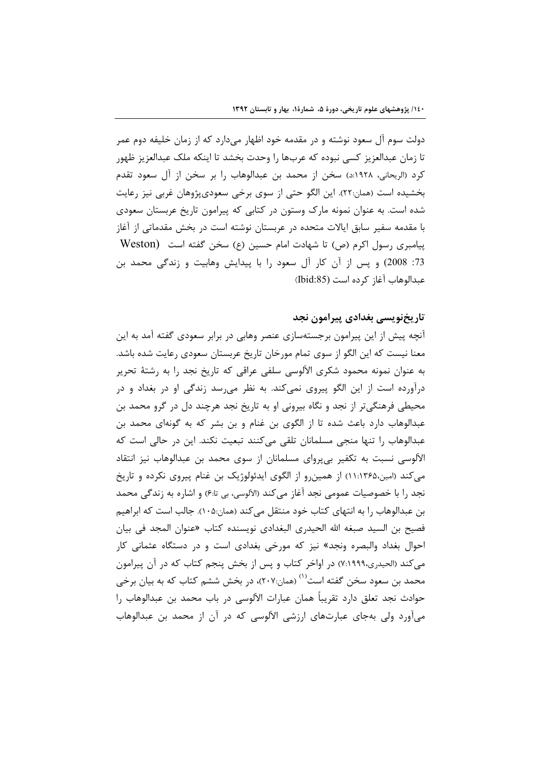دولت سوم آل سعود نوشته و در مقدمه خود اظهار می‌دارد که از زمان خلیفه دوم عمر تا زمان عبدالعزیز کسی نبوده که عرب‌ها را وحدت بخشد تا اینکه ملک عبدالعزیز ظهور کرد (الریحانی، ۱۹۲۸:د) سخن از محمد بن عبدالوهاب را بر سخن از آل سعود تقدم بخشیده است (همان:۲۲). این الگو حتی از سوی برخی سعودی‌پژوهان غربی نیز رعایت شده است. به عنوان نمونه مارک وستون در کتابی که پیرامون تاریخ عربستان سعودی با مقدمه سفیر سابق ایالات متحده در عربستان نوشته است در بخش مقدماتی از آغاز پیامبری رسول اکرم (ص) تا شهادت امام حسین (ع) سخن گفته است (Weston 2008: 73) و پس از آن کار آل سعود را با پیدایش وهابیت و زندگی محمد بن عبدالوهاب آغاز کرده است (Ibid:85)

## تاریخ‌نویسی بغدادی پیرامون نجد

آنچه پیش از این پیرامون برجسته‌سازی عنصر وهابی در برابر سعودی گفته آمد به این معنا نیست که این الگو از سوی تمام مورخان تاریخ عربستان سعودی رعایت شده باشد. به عنوان نمونه محمود شکری الآلوسی سلفی عراقی که تاریخ نجد را به رشتهٔ تحریر درآورده است از این الگو پیروی نمی‌کند. به نظر می‌رسد زندگی او در بغداد و در محیطی فرهنگی‌تر از نجد و نگاه بیرونی او به تاریخ نجد هرچند دل در گرو محمد بن عبدالوهاب دارد باعث شده تا از الگوی بن غنام و بن بشر که به گونه‌ای محمد بن عبدالوهاب را تنها منجی مسلمانان تلقی می‌کنند تبعیت نکند. این در حالی است که الآلوسی نسبت به تکفیر بی‌پروای مسلمانان از سوی محمد بن عبدالوهاب نیز انتقاد می‌کند (امین،۱۳۶۵:۱۱) از همین‌رو از الگوی ایدئولوژیک بن غنام پیروی نکرده و تاریخ نجد را با خصوصیات عمومی نجد آغاز می‌کند (الآلوسی، بی تا:۶) و اشاره به زندگی محمد بن عبدالوهاب را به انتهای کتاب خود منتقل می‌کند (همان:۱۰۵). جالب است که ابراهیم فصیح بن السید صبغه الله الحیدری البغدادی نویسنده کتاب «عنوان المجد فی بیان احوال بغداد والبصره ونجد» نیز که مورخی بغدادی است و در دستگاه عثمانی کار می‌کند (الحیدری،۱۹۹۹:۷) در اواخر کتاب و پس از بخش پنجم کتاب که در آن پیرامون محمد بن سعود سخن گفته است[1] (همان:۲۰۷)، در بخش ششم کتاب که به بیان برخی حوادث نجد تعلق دارد تقریباً همان عبارات الآلوسی در باب محمد بن عبدالوهاب را می‌آورد ولی به‌جای عبارت‌های ارزشی الآلوسی که در آن از محمد بن عبدالوهاب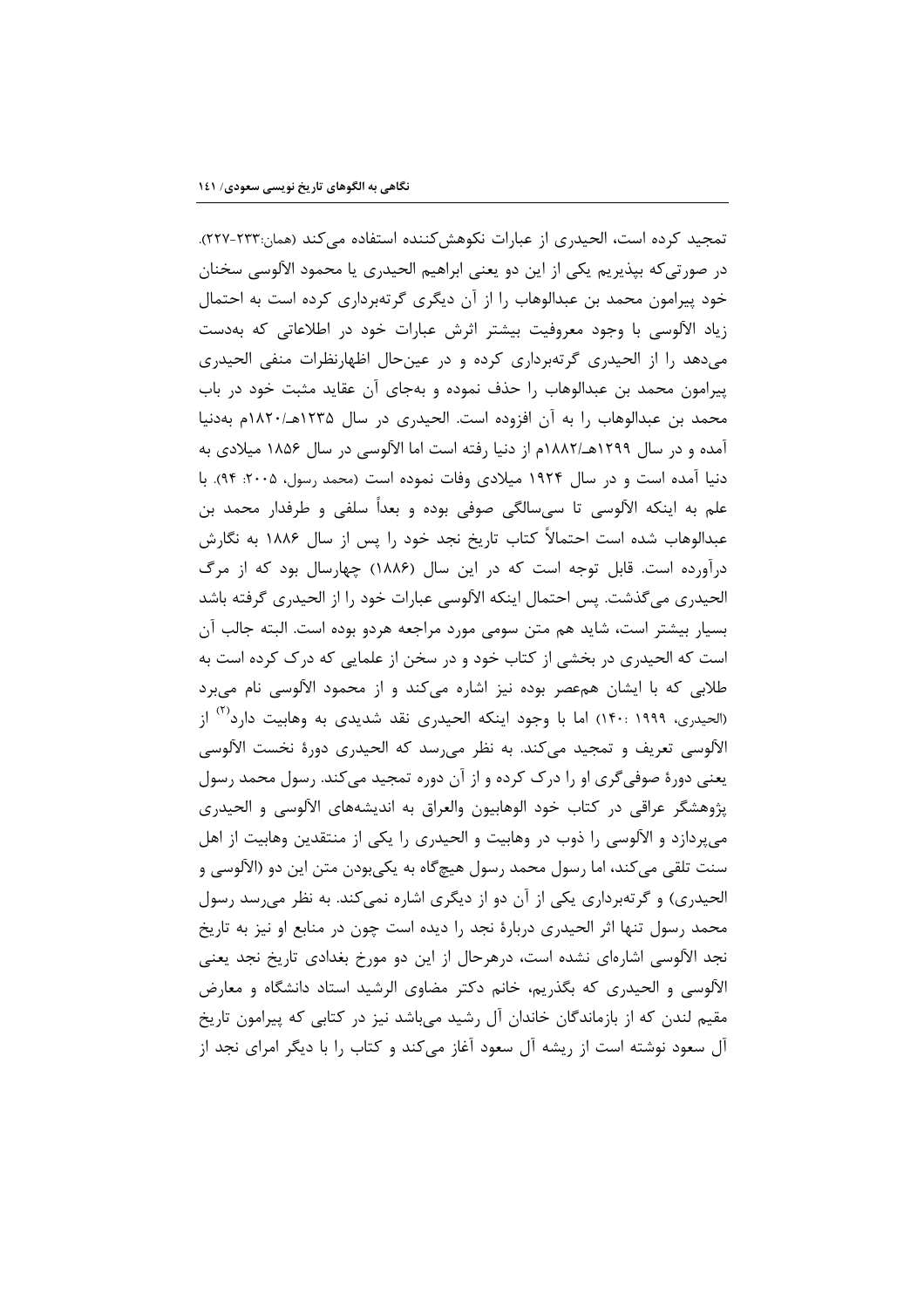تمجید کرده است، الحیدری از عبارات نکوهش‌کننده استفاده می‌کند (همان:۲۳۳-۲۲۷). در صورتی‌که بپذیریم یکی از این دو یعنی ابراهیم الحیدری یا محمود الآلوسی سخنان خود پیرامون محمد بن عبدالوهاب را از آن دیگری گرته‌برداری کرده است به احتمال زیاد الآلوسی با وجود معروفیت بیشتر اثرش عبارات خود در اطلاعاتی که به‌دست می‌دهد را از الحیدری گرته‌برداری کرده و در عین‌حال اظهارنظرات منفی الحیدری پیرامون محمد بن عبدالوهاب را حذف نموده و به‌جای آن عقاید مثبت خود در باب محمد بن عبدالوهاب را به آن افزوده است. الحیدری در سال ۱۲۳۵هـ/۱۸۲۰م به‌دنیا آمده و در سال ۱۲۹۹هـ/۱۸۸۲م از دنیا رفته است اما الآلوسی در سال ۱۸۵۶ میلادی به دنیا آمده است و در سال ۱۹۲۴ میلادی وفات نموده است (محمد رسول، ۲۰۰۵: ۹۴). با علم به اینکه الآلوسی تا سی‌سالگی صوفی بوده و بعداً سلفی و طرفدار محمد بن عبدالوهاب شده است احتمالاً کتاب تاریخ نجد خود را پس از سال ۱۸۸۶ به نگارش درآورده است. قابل توجه است که در این سال (۱۸۸۶) چهارسال بود که از مرگ الحیدری می‌گذشت. پس احتمال اینکه الآلوسی عبارات خود را از الحیدری گرفته باشد بسیار بیشتر است، شاید هم متن سومی مورد مراجعه هردو بوده است. البته جالب آن است که الحیدری در بخشی از کتاب خود و در سخن از علمایی که درک کرده است به طلابی که با ایشان هم‌عصر بوده نیز اشاره می‌کند و از محمود الآلوسی نام می‌برد (الحیدری، ۱۹۹۹ :۱۴۰) اما با وجود اینکه الحیدری نقد شدیدی به وهابیت دارد[۲] از الآلوسی تعریف و تمجید می‌کند. به نظر می‌رسد که الحیدری دورهٔ نخست الآلوسی یعنی دورهٔ صوفی‌گری او را درک کرده و از آن دوره تمجید می‌کند. رسول محمد رسول پژوهشگر عراقی در کتاب خود الوهابیون والعراق به اندیشه‌های الآلوسی و الحیدری می‌پردازد و الآلوسی را ذوب در وهابیت و الحیدری را یکی از منتقدین وهابیت از اهل سنت تلقی می‌کند، اما رسول محمد رسول هیچ‌گاه به یکی‌بودن متن این دو (الآلوسی و الحیدری) و گرته‌برداری یکی از آن دو از دیگری اشاره نمی‌کند. به نظر می‌رسد رسول محمد رسول تنها اثر الحیدری دربارهٔ نجد را دیده است چون در منابع او نیز به تاریخ نجد الآلوسی اشاره‌ای نشده است، درهرحال از این دو مورخ بغدادی تاریخ نجد یعنی الآلوسی و الحیدری که بگذریم، خانم دکتر مضاوی الرشید استاد دانشگاه و معارض مقیم لندن که از بازماندگان خاندان آل رشید می‌باشد نیز در کتابی که پیرامون تاریخ آل سعود نوشته است از ریشه آل سعود آغاز می‌کند و کتاب را با دیگر امرای نجد از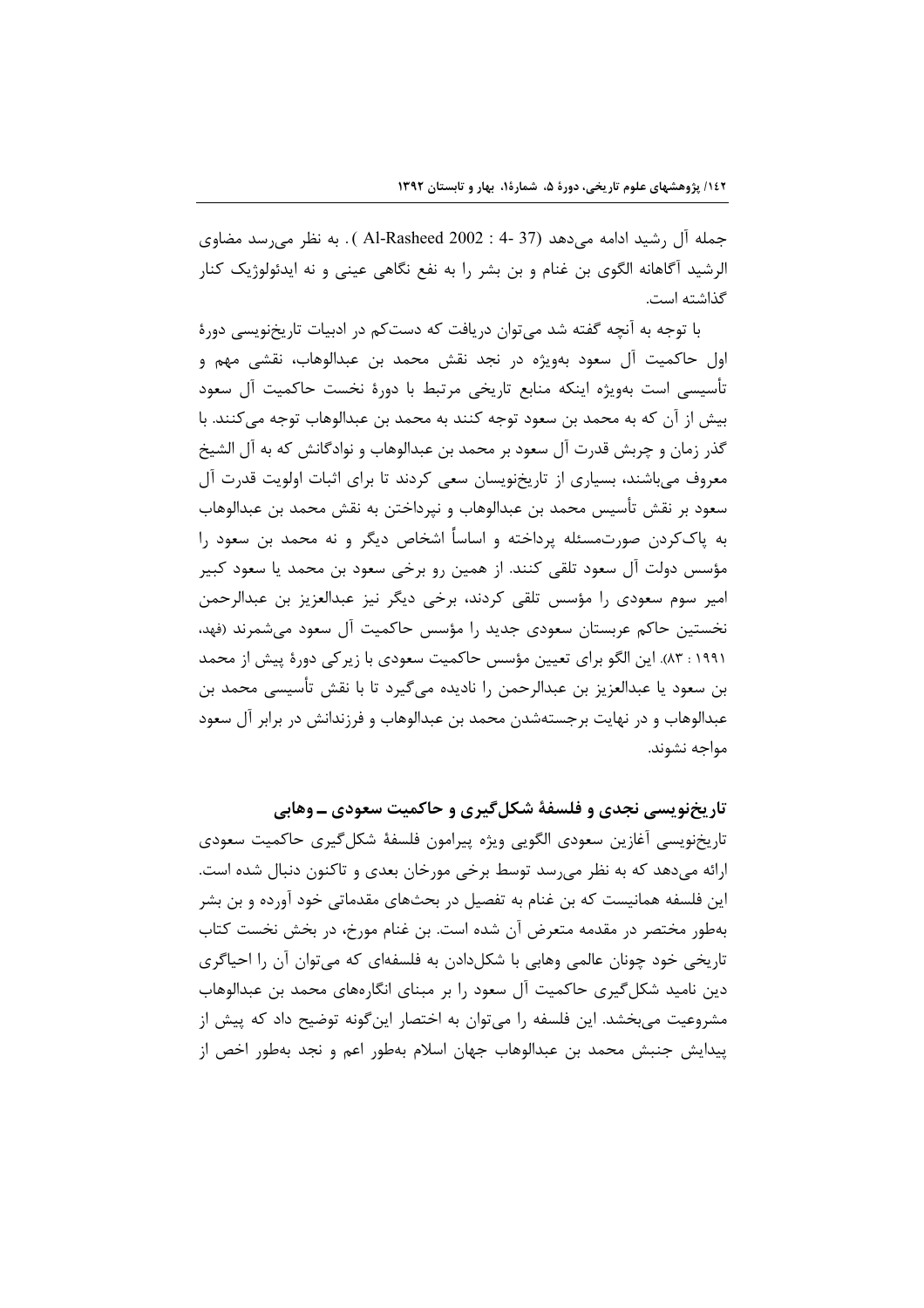جمله آل رشید ادامه می‌دهد (Al-Rasheed 2002 : 4- 37 ). به نظر می‌رسد مضاوی الرشید آگاهانه الگوی بن غنام و بن بشر را به نفع نگاهی عینی و نه ایدئولوژیک کنار گذاشته است.

با توجه به آنچه گفته شد می‌توان دریافت که دست‌کم در ادبیات تاریخ‌نویسی دورهٔ اول حاکمیت آل سعود به‌ویژه در نجد نقش محمد بن عبدالوهاب، نقشی مهم و تأسیسی است به‌ویژه اینکه منابع تاریخی مرتبط با دورهٔ نخست حاکمیت آل سعود بیش از آن که به محمد بن سعود توجه کنند به محمد بن عبدالوهاب توجه می‌کنند. با گذر زمان و چربش قدرت آل سعود بر محمد بن عبدالوهاب و نوادگانش که به آل الشیخ معروف می‌باشند، بسیاری از تاریخ‌نویسان سعی کردند تا برای اثبات اولویت قدرت آل سعود بر نقش تأسیس محمد بن عبدالوهاب و نپرداختن به نقش محمد بن عبدالوهاب به پاک‌کردن صورت‌مسئله پرداخته و اساساً اشخاص دیگر و نه محمد بن سعود را مؤسس دولت آل سعود تلقی کنند. از همین رو برخی سعود بن محمد یا سعود کبیر امیر سوم سعودی را مؤسس تلقی کردند، برخی دیگر نیز عبدالعزیز بن عبدالرحمن نخستین حاکم عربستان سعودی جدید را مؤسس حاکمیت آل سعود می‌شمرند (فهد، ۱۹۹۱ : ۸۳). این الگو برای تعیین مؤسس حاکمیت سعودی با زیرکی دورهٔ پیش از محمد بن سعود یا عبدالعزیز بن عبدالرحمن را نادیده می‌گیرد تا با نقش تأسیسی محمد بن عبدالوهاب و در نهایت برجسته‌شدن محمد بن عبدالوهاب و فرزندانش در برابر آل سعود مواجه نشوند.

## تاریخ‌نویسی نجدی و فلسفهٔ شکل‌گیری و حاکمیت سعودی ــ وهابی

تاریخ‌نویسی آغازین سعودی الگویی ویژه پیرامون فلسفهٔ شکل‌گیری حاکمیت سعودی ارائه می‌دهد که به نظر می‌رسد توسط برخی مورخان بعدی و تاکنون دنبال شده است. این فلسفه همانیست که بن غنام به تفصیل در بحث‌های مقدماتی خود آورده و بن بشر به‌طور مختصر در مقدمه متعرض آن شده است. بن غنام مورخ، در بخش نخست کتاب تاریخی خود چونان عالمی وهابی با شکل‌دادن به فلسفه‌ای که می‌توان آن را احیاگری دین نامید شکل‌گیری حاکمیت آل سعود را بر مبنای انگاره‌های محمد بن عبدالوهاب مشروعیت می‌بخشد. این فلسفه را می‌توان به اختصار این‌گونه توضیح داد که پیش از پیدایش جنبش محمد بن عبدالوهاب جهان اسلام به‌طور اعم و نجد به‌طور اخص از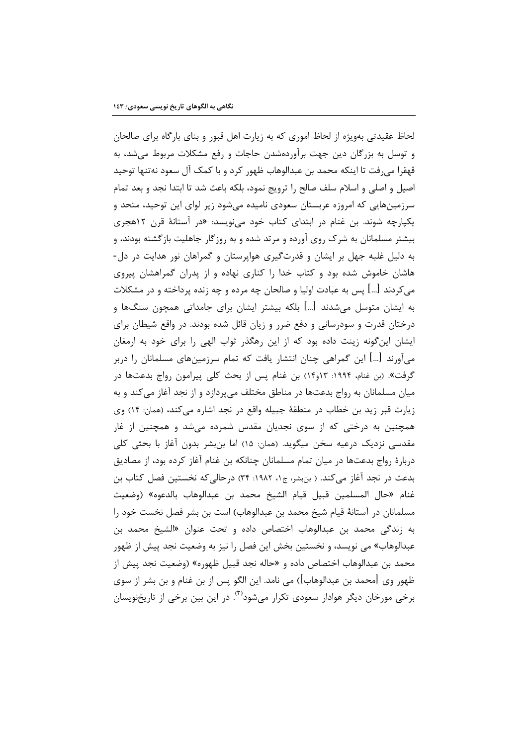لحاظ عقیدتی به‌ویژه از لحاظ اموری که به زیارت اهل قبور و بنای بارگاه برای صالحان و توسل به بزرگان دین جهت برآورده‌شدن حاجات و رفع مشکلات مربوط می‌شد، به قهقرا می‌رفت تا اینکه محمد بن عبدالوهاب ظهور کرد و با کمک آل سعود نه‌تنها توحید اصیل و اصلی و اسلام سلف صالح را ترویج نمود، بلکه باعث شد تا ابتدا نجد و بعد تمام سرزمین‌هایی که امروزه عربستان سعودی نامیده می‌شود زیر لوای این توحید، متحد و یکپارچه شوند. بن غنام در ابتدای کتاب خود می‌نویسد: «در آستانهٔ قرن ۱۲هجری بیشتر مسلمانان به شرک روی آورده و مرتد شده و به روزگار جاهلیت بازگشته بودند، و به دلیل غلبه جهل بر ایشان و قدرت‌گیری هواپرستان و گمراهان نور هدایت در دل‌هاشان خاموش شده بود و کتاب خدا را کناری نهاده و از پدران گمراهشان پیروی می‌کردند [...] پس به عبادت اولیا و صالحان چه مرده و چه زنده پرداخته و در مشکلات به ایشان متوسل می‌شدند [...] بلکه بیشتر ایشان برای جامداتی همچون سنگ‌ها و درختان قدرت و سودرسانی و دفع ضرر و زیان قائل شده بودند. در واقع شیطان برای ایشان این‌گونه زینت داده بود که از این رهگذر ثواب الهی را برای خود به ارمغان می‌آورند [...] این گمراهی چنان انتشار یافت که تمام سرزمین‌های مسلمانان را دربر گرفت». (بن غنام، ۱۹۹۴: ۱۳و۱۴) بن غنام پس از بحث کلی پیرامون رواج بدعت‌ها در میان مسلمانان به رواج بدعت‌ها در مناطق مختلف می‌پردازد و از نجد آغاز می‌کند و به زیارت قبر زید بن خطاب در منطقهٔ جبیله واقع در نجد اشاره می‌کند، (همان: ۱۴) وی همچنین به درختی که از سوی نجدیان مقدس شمرده می‌شد و همچنین از غار مقدسی نزدیک درعیه سخن میگوید. (همان: ۱۵) اما بن‌بشر بدون آغاز با بحثی کلی دربارهٔ رواج بدعت‌ها در میان تمام مسلمانان چنانکه بن غنام آغاز کرده بود، از مصادیق بدعت در نجد آغاز می‌کند. ( بن‌بشر، ج۱، ۱۹۸۲: ۳۴) درحالی‌که نخستین فصل کتاب بن غنام «حال المسلمین قبیل قیام الشیخ محمد بن عبدالوهاب بالدعوه» (وضعیت مسلمانان در آستانهٔ قیام شیخ محمد بن عبدالوهاب) است بن بشر فصل نخست خود را به زندگی محمد بن عبدالوهاب اختصاص داده و تحت عنوان «الشیخ محمد بن عبدالوهاب» می نویسد، و نخستین بخش این فصل را نیز به وضعیت نجد پیش از ظهور محمد بن عبدالوهاب اختصاص داده و «حاله نجد قبیل ظهوره» (وضعیت نجد پیش از ظهور وی [محمد بن عبدالوهاب]) می نامد. این الگو پس از بن غنام و بن بشر از سوی برخی مورخان دیگر هوادار سعودی تکرار می‌شود[۳]. در این بین برخی از تاریخ‌نویسان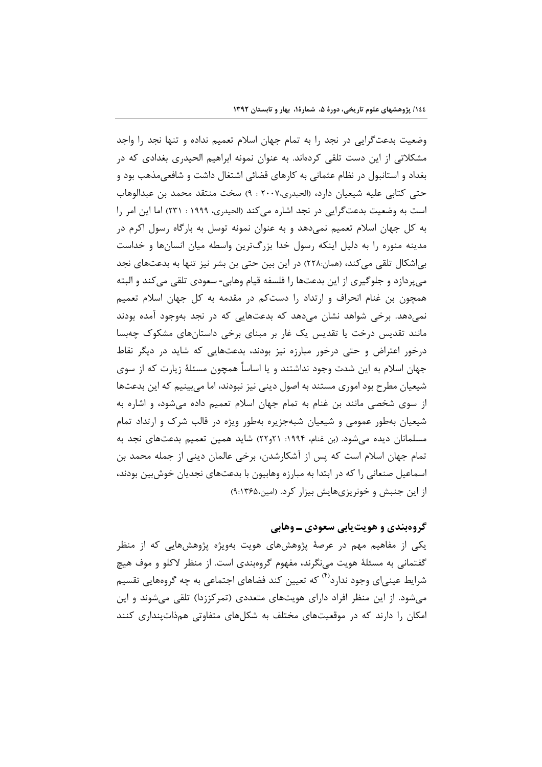وضعیت بدعت‌گرایی در نجد را به تمام جهان اسلام تعمیم نداده و تنها نجد را واجد مشکلاتی از این دست تلقی کرده‌اند. به عنوان نمونه ابراهیم الحیدری بغدادی که در بغداد و استانبول در نظام عثمانی به کارهای قضائی اشتغال داشت و شافعی‌مذهب بود و حتی کتابی علیه شیعیان دارد، (الحیدری،۲۰۰۷ : ۹) سخت منتقد محمد بن عبدالوهاب است به وضعیت بدعت‌گرایی در نجد اشاره می‌کند (الحیدری، ۱۹۹۹ : ۲۳۱) اما این امر را به کل جهان اسلام تعمیم نمی‌دهد و به عنوان نمونه توسل به بارگاه رسول اکرم در مدینه منوره را به دلیل اینکه رسول خدا بزرگ‌ترین واسطه میان انسان‌ها و خداست بی‌اشکال تلقی می‌کند، (همان:۲۲۸) در این بین حتی بن بشر نیز تنها به بدعت‌های نجد می‌پردازد و جلوگیری از این بدعت‌ها را فلسفه قیام وهابی- سعودی تلقی می‌کند و البته همچون بن غنام انحراف و ارتداد را دست‌کم در مقدمه به کل جهان اسلام تعمیم نمی‌دهد. برخی شواهد نشان می‌دهد که بدعت‌هایی که در نجد به‌وجود آمده بودند مانند تقدیس درخت یا تقدیس یک غار بر مبنای برخی داستان‌های مشکوک چه‌بسا درخور اعتراض و حتی درخور مبارزه نیز بودند، بدعت‌هایی که شاید در دیگر نقاط جهان اسلام به این شدت وجود نداشتند و یا اساساً همچون مسئلهٔ زیارت که از سوی شیعیان مطرح بود اموری مستند به اصول دینی نیز نبودند، اما می‌بینیم که این بدعت‌ها از سوی شخصی مانند بن غنام به تمام جهان اسلام تعمیم داده می‌شود، و اشاره به شیعیان به‌طور عمومی و شیعیان شبه‌جزیره به‌طور ویژه در قالب شرک و ارتداد تمام مسلمانان دیده می‌شود. (بن غنام، ۱۹۹۴: ۲۱و۲۲) شاید همین تعمیم بدعت‌های نجد به تمام جهان اسلام است که پس از آشکارشدن، برخی عالمان دینی از جمله محمد بن اسماعیل صنعانی را که در ابتدا به مبارزه وهابیون با بدعت‌های نجدیان خوش‌بین بودند، از این جنبش و خونریزی‌هایش بیزار کرد. (امین،۱۳۶۵:۹)

## گروه‌بندی و هویت‌یابی سعودی ــ وهابی

یکی از مفاهیم مهم در عرصهٔ پژوهش‌های هویت به‌ویژه پژوهش‌هایی که از منظر گفتمانی به مسئلهٔ هویت می‌نگرند، مفهوم گروه‌بندی است. از منظر لاکلو و موف هیچ شرایط عینی‌ای وجود ندارد[(۴)] که تعیین کند فضاهای اجتماعی به چه گروه‌هایی تقسیم می‌شود. از این منظر افراد دارای هویت‌های متعددی (تمرکززدا) تلقی می‌شوند و این امکان را دارند که در موقعیت‌های مختلف به شکل‌های متفاوتی هم‌ذات‌پنداری کنند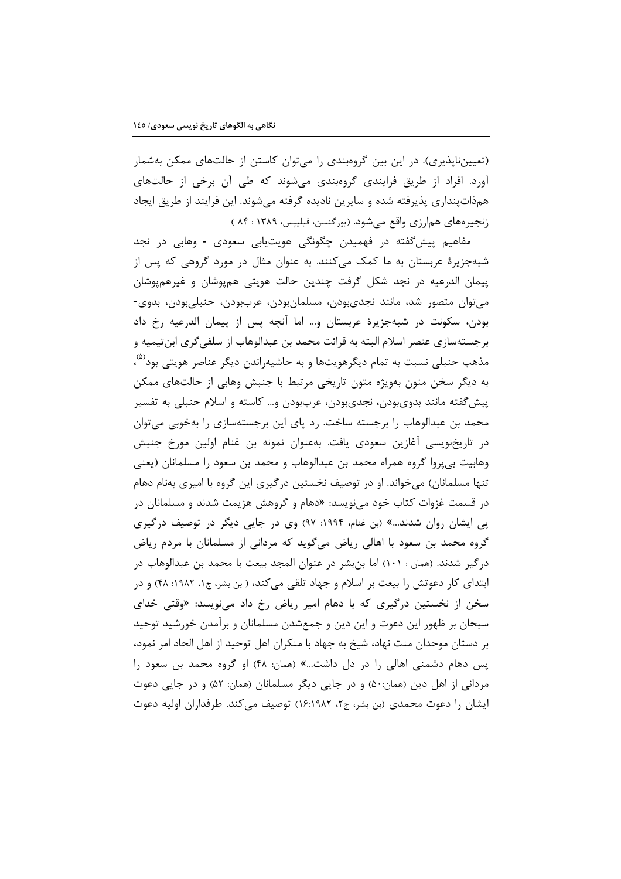(تعیین‌ناپذیری). در این بین گروه‌بندی را می‌توان کاستن از حالت‌های ممکن به‌شمار آورد. افراد از طریق فرایندی گروه‌بندی می‌شوند که طی آن برخی از حالت‌های هم‌ذات‌پنداری پذیرفته شده و سایرین نادیده گرفته می‌شوند. این فرایند از طریق ایجاد زنجیره‌های هم‌ارزی واقع می‌شود. (یورگنسن، فیلیپس، ۱۳۸۹ : ۸۴ )

مفاهیم پیش‌گفته در فهمیدن چگونگی هویت‌یابی سعودی - وهابی در نجد شبه‌جزیرهٔ عربستان به ما کمک می‌کنند. به عنوان مثال در مورد گروهی که پس از پیمان الدرعیه در نجد شکل گرفت چندین حالت هویتی هم‌پوشان و غیرهم‌پوشان می‌توان متصور شد، مانند نجدی‌بودن، مسلمان‌بودن، عرب‌بودن، حنبلی‌بودن، بدوی-بودن، سکونت در شبه‌جزیرهٔ عربستان و... اما آنچه پس از پیمان الدرعیه رخ داد برجسته‌سازی عنصر اسلام البته به قرائت محمد بن عبدالوهاب از سلفی‌گری ابن‌تیمیه و مذهب حنبلی نسبت به تمام دیگرهویت‌ها و به حاشیه‌راندن دیگر عناصر هویتی بود[۵]، به دیگر سخن متون به‌ویژه متون تاریخی مرتبط با جنبش وهابی از حالت‌های ممکن پیش‌گفته مانند بدوی‌بودن، نجدی‌بودن، عرب‌بودن و... کاسته و اسلام حنبلی به تفسیر محمد بن عبدالوهاب را برجسته ساخت. رد پای این برجسته‌سازی را به‌خوبی می‌توان در تاریخ‌نویسی آغازین سعودی یافت. به‌عنوان نمونه بن غنام اولین مورخ جنبش وهابیت بی‌پروا گروه همراه محمد بن عبدالوهاب و محمد بن سعود را مسلمانان (یعنی تنها مسلمانان) می‌خواند. او در توصیف نخستین درگیری این گروه با امیری به‌نام دهام در قسمت غزوات کتاب خود می‌نویسد: «دهام و گروهش هزیمت شدند و مسلمانان در پی ایشان روان شدند...» (بن غنام، ۱۹۹۴: ۹۷) وی در جایی دیگر در توصیف درگیری گروه محمد بن سعود با اهالی ریاض می‌گوید که مردانی از مسلمانان با مردم ریاض درگیر شدند. (همان : ۱۰۱) اما بن‌بشر در عنوان المجد بیعت با محمد بن عبدالوهاب در ابتدای کار دعوتش را بیعت بر اسلام و جهاد تلقی می‌کند، ( بن بشر، ج۱، ۱۹۸۲: ۴۸) و در سخن از نخستین درگیری که با دهام امیر ریاض رخ داد می‌نویسد: «وقتی خدای سبحان بر ظهور این دعوت و این دین و جمع‌شدن مسلمانان و برآمدن خورشید توحید بر دستان موحدان منت نهاد، شیخ به جهاد با منکران اهل توحید از اهل الحاد امر نمود، پس دهام دشمنی اهالی را در دل داشت...» (همان: ۴۸) او گروه محمد بن سعود را مردانی از اهل دین (همان:۵۰) و در جایی دیگر مسلمانان (همان: ۵۲) و در جایی دعوت ایشان را دعوت محمدی (بن بشر، ج۲، ۱۶:۱۹۸۲) توصیف می‌کند. طرفداران اولیه دعوت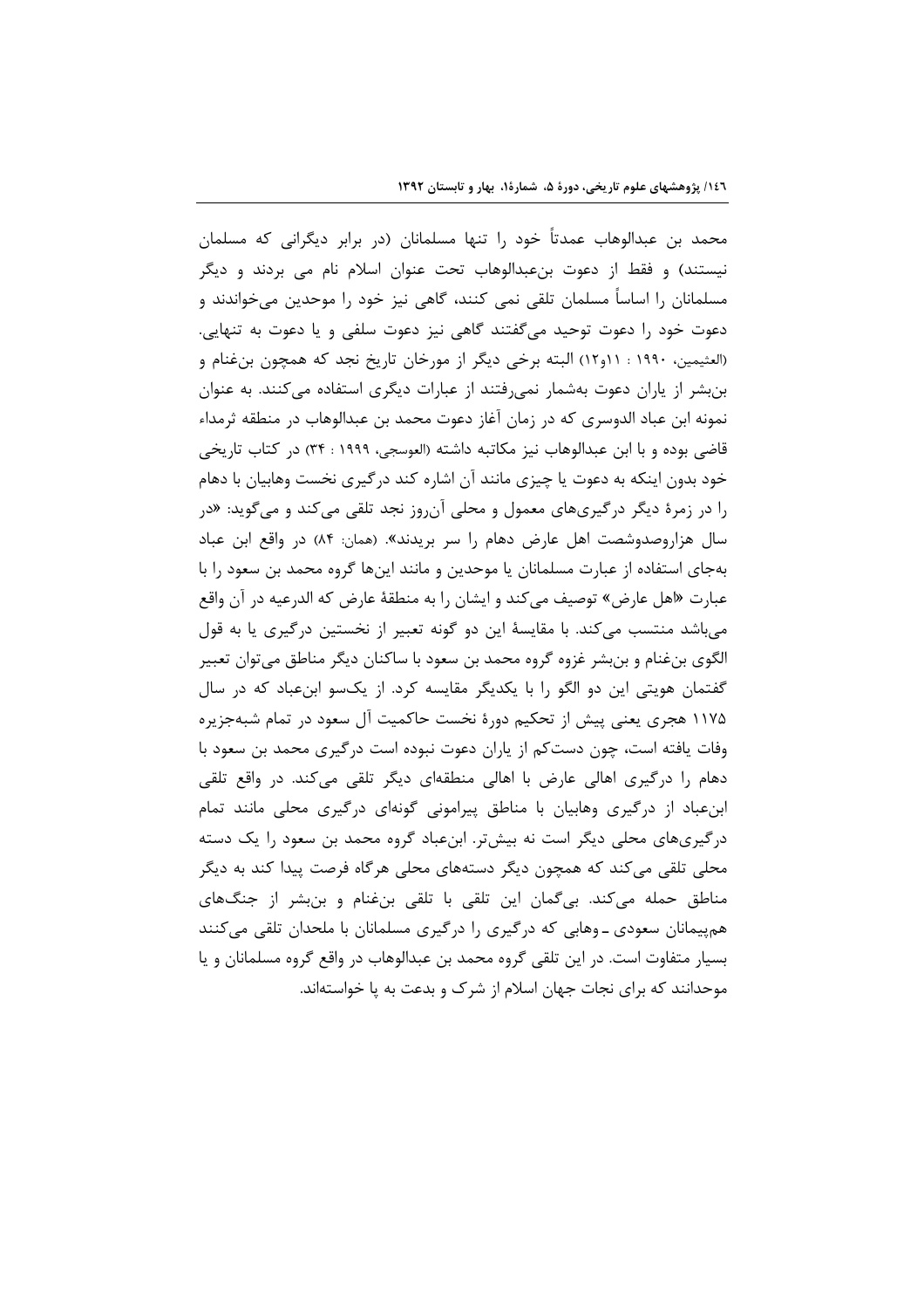محمد بن عبدالوهاب عمدتاً خود را تنها مسلمانان (در برابر دیگرانی که مسلمان نیستند) و فقط از دعوت بن‌عبدالوهاب تحت عنوان اسلام نام می برند و دیگر مسلمانان را اساساً مسلمان تلقی نمی کنند، گاهی نیز خود را موحدین می‌خواندند و دعوت خود را دعوت توحید می‌گفتند گاهی نیز دعوت سلفی و یا دعوت به تنهایی. (العثیمین، ۱۹۹۰ : ۱۱و۱۲) البته برخی دیگر از مورخان تاریخ نجد که همچون بن‌غنام و بن‌بشر از یاران دعوت به‌شمار نمی‌رفتند از عبارات دیگری استفاده می‌کنند. به عنوان نمونه ابن عباد الدوسری که در زمان آغاز دعوت محمد بن عبدالوهاب در منطقه ثرمداء قاضی بوده و با ابن عبدالوهاب نیز مکاتبه داشته (العوسجی، ۱۹۹۹ : ۳۴) در کتاب تاریخی خود بدون اینکه به دعوت یا چیزی مانند آن اشاره کند درگیری نخست وهابیان با دهام را در زمرهٔ دیگر درگیری‌های معمول و محلی آن‌روز نجد تلقی می‌کند و می‌گوید: «در سال هزاروصدوشصت اهل عارض دهام را سر بریدند». (همان: ۸۴) در واقع ابن عباد به‌جای استفاده از عبارت مسلمانان یا موحدین و مانند این‌ها گروه محمد بن سعود را با عبارت «اهل عارض» توصیف می‌کند و ایشان را به منطقهٔ عارض که الدرعیه در آن واقع می‌باشد منتسب می‌کند. با مقایسهٔ این دو گونه تعبیر از نخستین درگیری یا به قول الگوی بن‌غنام و بن‌بشر غزوه گروه محمد بن سعود با ساکنان دیگر مناطق می‌توان تعبیر گفتمان هویتی این دو الگو را با یکدیگر مقایسه کرد. از یک‌سو ابن‌عباد که در سال ۱۱۷۵ هجری یعنی پیش از تحکیم دورهٔ نخست حاکمیت آل سعود در تمام شبه‌جزیره وفات یافته است، چون دست‌کم از یاران دعوت نبوده است درگیری محمد بن سعود با دهام را درگیری اهالی عارض با اهالی منطقه‌ای دیگر تلقی می‌کند. در واقع تلقی ابن‌عباد از درگیری وهابیان با مناطق پیرامونی گونه‌ای درگیری محلی مانند تمام درگیری‌های محلی دیگر است نه بیش‌تر. ابن‌عباد گروه محمد بن سعود را یک دسته محلی تلقی می‌کند که همچون دیگر دسته‌های محلی هرگاه فرصت پیدا کند به دیگر مناطق حمله می‌کند. بی‌گمان این تلقی با تلقی بن‌غنام و بن‌بشر از جنگ‌های هم‌پیمانان سعودی ـ وهابی که درگیری را درگیری مسلمانان با ملحدان تلقی می‌کنند بسیار متفاوت است. در این تلقی گروه محمد بن عبدالوهاب در واقع گروه مسلمانان و یا موحدانند که برای نجات جهان اسلام از شرک و بدعت به پا خواسته‌اند.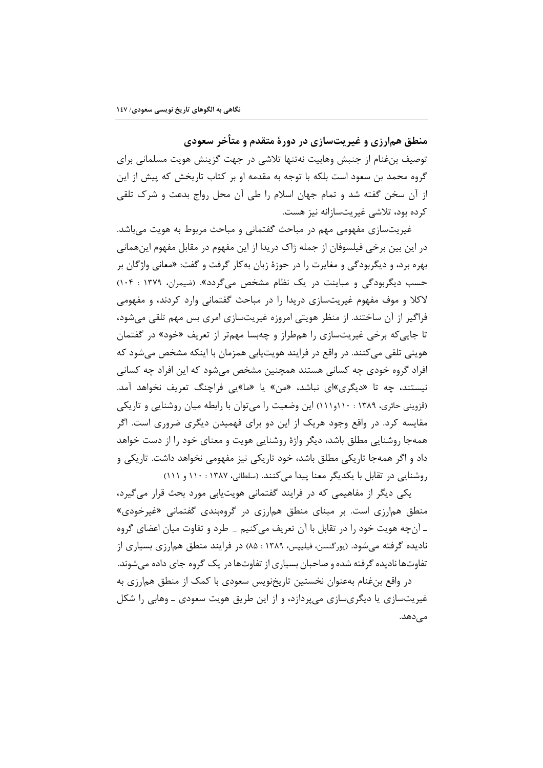## منطق هم‌ارزی و غیریت‌سازی در دورهٔ متقدم و متأخر سعودی

توصیف بن‌غنام از جنبش وهابیت نه‌تنها تلاشی در جهت گزینش هویت مسلمانی برای گروه محمد بن سعود است بلکه با توجه به مقدمه او بر کتاب تاریخش که پیش از این از آن سخن گفته شد و تمام جهان اسلام را طی آن محل رواج بدعت و شرک تلقی کرده بود، تلاشی غیریت‌سازانه نیز هست.

غیریت‌سازی مفهومی مهم در مباحث گفتمانی و مباحث مربوط به هویت می‌باشد. در این بین برخی فیلسوفان از جمله ژاک دریدا از این مفهوم در مقابل مفهوم این‌همانی بهره برد، و دیگربودگی و مغایرت را در حوزهٔ زبان به‌کار گرفت و گفت: «معانی واژگان بر حسب دیگربودگی و مباینت در یک نظام مشخص می‌گردد». (ضیمران، ۱۳۷۹ : ۱۰۴) لاکلا و موف مفهوم غیریت‌سازی دریدا را در مباحث گفتمانی وارد کردند، و مفهومی فراگیر از آن ساختند. از منظر هویتی امروزه غیریت‌سازی امری بس مهم تلقی می‌شود، تا جایی‌که برخی غیریت‌سازی را هم‌طراز و چه‌بسا مهم‌تر از تعریف «خود» در گفتمان هویتی تلقی می‌کنند. در واقع در فرایند هویت‌یابی همزمان با اینکه مشخص می‌شود که افراد گروه خودی چه کسانی هستند همچنین مشخص می‌شود که این افراد چه کسانی نیستند، چه تا «دیگری»ای نباشد، «من» یا «ما»یی فراچنگ تعریف نخواهد آمد. (قزوینی حائری، ۱۳۸۹ : ۱۱۰و۱۱۱) این وضعیت را می‌توان با رابطه میان روشنایی و تاریکی مقایسه کرد. در واقع وجود هریک از این دو برای فهمیدن دیگری ضروری است. اگر همه‌جا روشنایی مطلق باشد، دیگر واژهٔ روشنایی هویت و معنای خود را از دست خواهد داد و اگر همه‌جا تاریکی مطلق باشد، خود تاریکی نیز مفهومی نخواهد داشت. تاریکی و روشنایی در تقابل با یکدیگر معنا پیدا می‌کنند. (سلطانی، ۱۳۸۷ : ۱۱۰ و ۱۱۱)

یکی دیگر از مفاهیمی که در فرایند گفتمانی هویت‌یابی مورد بحث قرار می‌گیرد، منطق هم‌ارزی است. بر مبنای منطق هم‌ارزی در گروه‌بندی گفتمانی «غیرخودی» ـ آن‌چه هویت خود را در تقابل با آن تعریف می‌کنیم ـ طرد و تفاوت میان اعضای گروه نادیده گرفته می‌شود. (یورگنسن، فیلیپس، ۱۳۸۹ : ۸۵) در فرایند منطق هم‌ارزی بسیاری از تفاوت‌ها نادیده گرفته شده و صاحبان بسیاری از تفاوت‌ها در یک گروه جای داده می‌شوند.

در واقع بن‌غنام به‌عنوان نخستین تاریخ‌نویس سعودی با کمک از منطق هم‌ارزی به غیریت‌سازی یا دیگری‌سازی می‌پردازد، و از این طریق هویت سعودی ـ وهابی را شکل می‌دهد.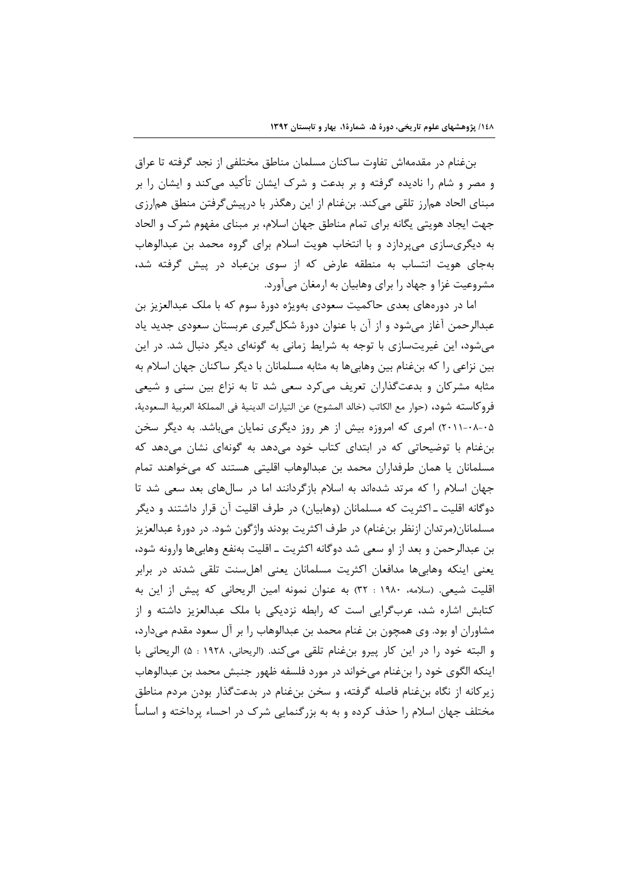بن‌غنام در مقدمه‌اش تفاوت ساکنان مسلمان مناطق مختلفی از نجد گرفته تا عراق و مصر و شام را نادیده گرفته و بر بدعت و شرک ایشان تأکید می‌کند و ایشان را بر مبنای الحاد هم‌ارز تلقی می‌کند. بن‌غنام از این رهگذر با درپیش‌گرفتن منطق هم‌ارزی جهت ایجاد هویتی یگانه برای تمام مناطق جهان اسلام، بر مبنای مفهوم شرک و الحاد به دیگری‌سازی می‌پردازد و با انتخاب هویت اسلام برای گروه محمد بن عبدالوهاب به‌جای هویت انتساب به منطقه عارض که از سوی بن‌عباد در پیش گرفته شد، مشروعیت غزا و جهاد را برای وهابیان به ارمغان می‌آورد.

اما در دوره‌های بعدی حاکمیت سعودی به‌ویژه دورهٔ سوم که با ملک عبدالعزیز بن عبدالرحمن آغاز می‌شود و از آن با عنوان دورهٔ شکل‌گیری عربستان سعودی جدید یاد می‌شود، این غیریت‌سازی با توجه به شرایط زمانی به گونه‌ای دیگر دنبال شد. در این بین نزاعی را که بن‌غنام بین وهابی‌ها به مثابه مسلمانان با دیگر ساکنان جهان اسلام به مثابه مشرکان و بدعت‌گذاران تعریف می‌کرد سعی شد تا به نزاع بین سنی و شیعی فروکاسته شود، (حوار مع الکاتب (خالد المشوح) عن التیارات الدینیة فی المملکة العربیة السعودیة، ۰۵-۰۸-۲۰۱۱) امری که امروزه بیش از هر روز دیگری نمایان می‌باشد. به دیگر سخن بن‌غنام با توضیحاتی که در ابتدای کتاب خود می‌دهد به گونه‌ای نشان می‌دهد که مسلمانان یا همان طرفداران محمد بن عبدالوهاب اقلیتی هستند که می‌خواهند تمام جهان اسلام را که مرتد شده‌اند به اسلام بازگردانند اما در سال‌های بعد سعی شد تا دوگانه اقلیت ـ اکثریت که مسلمانان (وهابیان) در طرف اقلیت آن قرار داشتند و دیگر مسلمانان(مرتدان ازنظر بن‌غنام) در طرف اکثریت بودند واژگون شود. در دورهٔ عبدالعزیز بن عبدالرحمن و بعد از او سعی شد دوگانه اکثریت ـ اقلیت به‌نفع وهابی‌ها وارونه شود، یعنی اینکه وهابی‌ها مدافعان اکثریت مسلمانان یعنی اهل‌سنت تلقی شدند در برابر اقلیت شیعی. (سلامه، ۱۹۸۰ : ۳۲) به عنوان نمونه امین الریحانی که پیش از این به کتابش اشاره شد، عرب‌گرایی است که رابطه نزدیکی با ملک عبدالعزیز داشته و از مشاوران او بود. وی همچون بن غنام محمد بن عبدالوهاب را بر آل سعود مقدم می‌دارد، و البته خود را در این کار پیرو بن‌غنام تلقی می‌کند. (الریحانی، ۱۹۲۸ : ۵) الریحانی با اینکه الگوی خود را بن‌غنام می‌خواند در مورد فلسفه ظهور جنبش محمد بن عبدالوهاب زیرکانه از نگاه بن‌غنام فاصله گرفته، و سخن بن‌غنام در بدعت‌گذار بودن مردم مناطق مختلف جهان اسلام را حذف کرده و به به بزرگنمایی شرک در احساء پرداخته و اساساً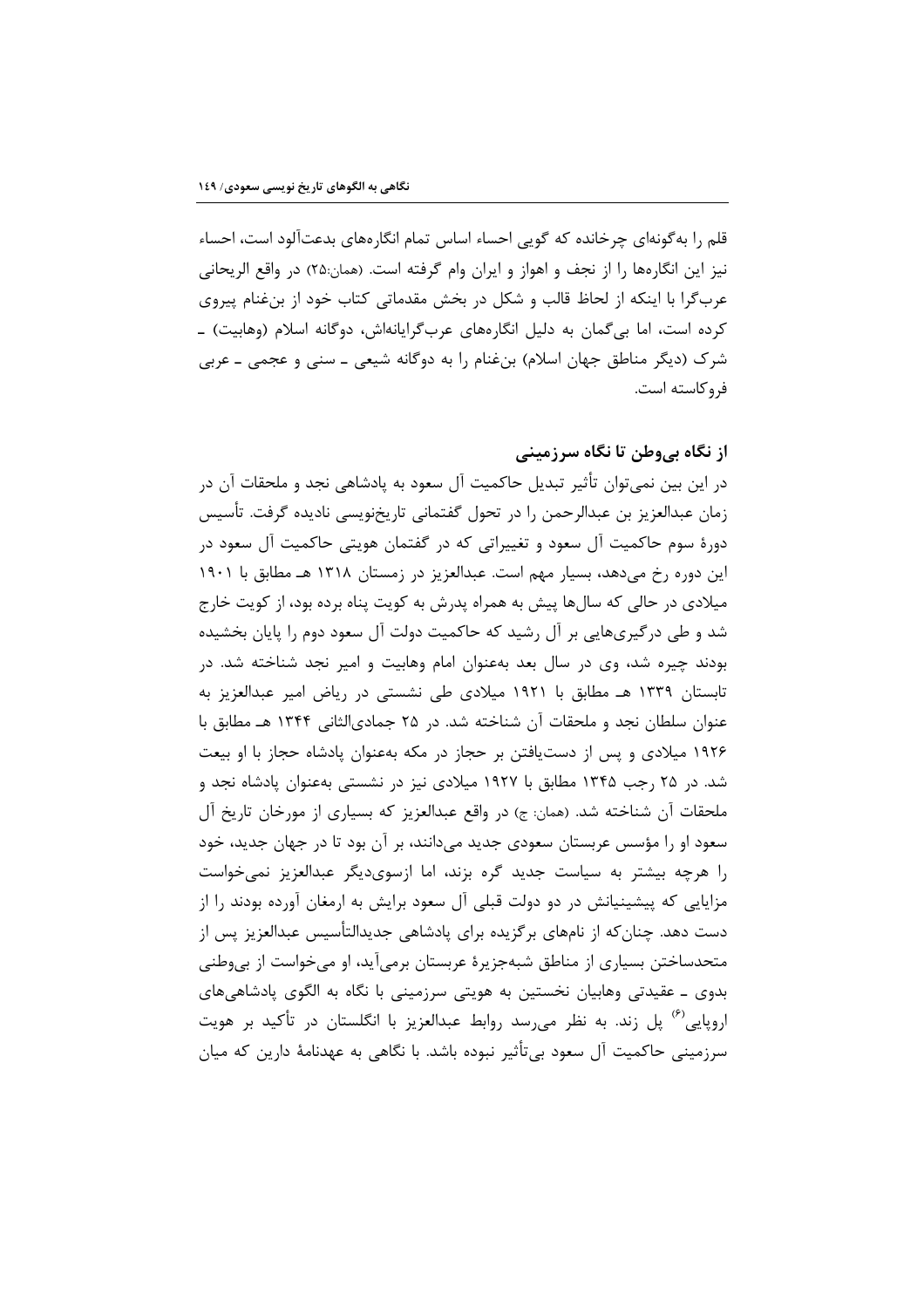قلم را به‌گونه‌ای چرخانده که گویی احساء اساس تمام انگاره‌های بدعت‌آلود است، احساء نیز این انگاره‌ها را از نجف و اهواز و ایران وام گرفته است. (همان:۲۵) در واقع الریحانی عرب‌گرا با اینکه از لحاظ قالب و شکل در بخش مقدماتی کتاب خود از بن‌غنام پیروی کرده است، اما بی‌گمان به دلیل انگاره‌های عرب‌گرایانه‌اش، دوگانهٔ اسلام (وهابیت) ـ شرک (دیگر مناطق جهان اسلام) بن‌غنام را به دوگانهٔ شیعی ـ سنی و عجمی ـ عربی فروکاسته است.

### از نگاه بی‌وطن تا نگاه سرزمینی

در این بین نمی‌توان تأثیر تبدیل حاکمیت آل سعود به پادشاهی نجد و ملحقات آن در زمان عبدالعزیز بن عبدالرحمن را در تحول گفتمانی تاریخ‌نویسی نادیده گرفت. تأسیس دورهٔ سوم حاکمیت آل سعود و تغییراتی که در گفتمان هویتی حاکمیت آل سعود در این دوره رخ می‌دهد، بسیار مهم است. عبدالعزیز در زمستان ۱۳۱۸ هـ مطابق با ۱۹۰۱ میلادی در حالی که سال‌ها پیش به همراه پدرش به کویت پناه برده بود، از کویت خارج شد و طی درگیری‌هایی بر آل رشید که حاکمیت دولت آل سعود دوم را پایان بخشیده بودند چیره شد، وی در سال بعد به‌عنوان امام وهابیت و امیر نجد شناخته شد. در تابستان ۱۳۳۹ هـ مطابق با ۱۹۲۱ میلادی طی نشستی در ریاض امیر عبدالعزیز به عنوان سلطان نجد و ملحقات آن شناخته شد. در ۲۵ جمادی‌الثانی ۱۳۴۴ هـ مطابق با ۱۹۲۶ میلادی و پس از دست‌یافتن بر حجاز در مکه به‌عنوان پادشاه حجاز با او بیعت شد. در ۲۵ رجب ۱۳۴۵ مطابق با ۱۹۲۷ میلادی نیز در نشستی به‌عنوان پادشاه نجد و ملحقات آن شناخته شد. (همان: ج) در واقع عبدالعزیز که بسیاری از مورخان تاریخ آل سعود او را مؤسس عربستان سعودی جدید می‌دانند، بر آن بود تا در جهان جدید، خود را هرچه بیشتر به سیاست جدید گره بزند، اما ازسوی‌دیگر عبدالعزیز نمی‌خواست مزایایی که پیشینیانش در دو دولت قبلی آل سعود برایش به ارمغان آورده بودند را از دست دهد. چنان‌که از نام‌های برگزیده برای پادشاهی جدیدالتأسیس عبدالعزیز پس از متحدساختن بسیاری از مناطق شبه‌جزیرهٔ عربستان برمی‌آید، او می‌خواست از بی‌وطنی بدوی ـ عقیدتی وهابیان نخستین به هویتی سرزمینی با نگاه به الگوی پادشاهی‌های اروپایی[۶] پل زند. به نظر می‌رسد روابط عبدالعزیز با انگلستان در تأکید بر هویت سرزمینی حاکمیت آل سعود بی‌تأثیر نبوده باشد. با نگاهی به عهدنامهٔ دارین که میان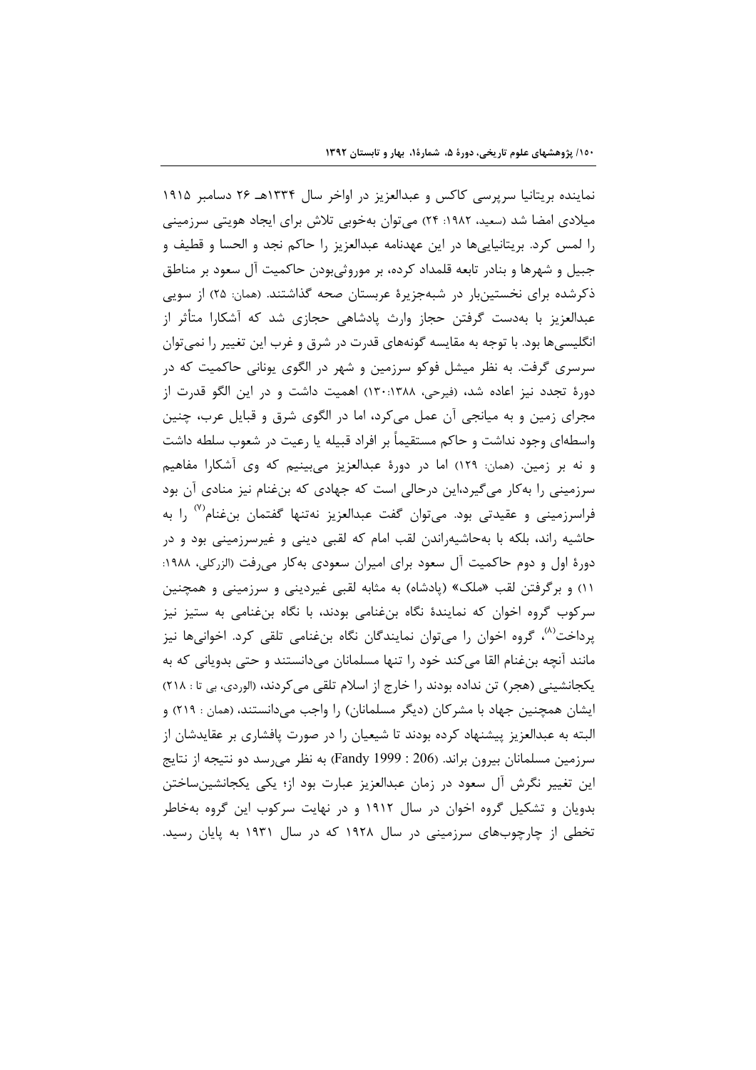نماینده بریتانیا سرپرسی کاکس و عبدالعزیز در اواخر سال ۱۳۳۴هـ ۲۶ دسامبر ۱۹۱۵ میلادی امضا شد (سعید، ۱۹۸۲: ۲۴) می‌توان به‌خوبی تلاش برای ایجاد هویتی سرزمینی را لمس کرد. بریتانیایی‌ها در این عهدنامه عبدالعزیز را حاکم نجد و الحسا و قطیف و جبیل و شهرها و بنادر تابعه قلمداد کرده، بر موروثی‌بودن حاکمیت آل سعود بر مناطق ذکرشده برای نخستین‌بار در شبه‌جزیرهٔ عربستان صحه گذاشتند. (همان: ۲۵) از سویی عبدالعزیز با به‌دست گرفتن حجاز وارث پادشاهی حجازی شد که آشکارا متأثر از انگلیسی‌ها بود. با توجه به مقایسه گونه‌های قدرت در شرق و غرب این تغییر را نمی‌توان سرسری گرفت. به نظر میشل فوکو سرزمین و شهر در الگوی یونانی حاکمیت که در دورهٔ تجدد نیز اعاده شد، (فیرحی، ۱۳۸۸: ۱۳۰) اهمیت داشت و در این الگو قدرت از مجرای زمین و به میانجی آن عمل می‌کرد، اما در الگوی شرق و قبایل عرب، چنین واسطه‌ای وجود نداشت و حاکم مستقیماً بر افراد قبیله یا رعیت در شعوب سلطه داشت و نه بر زمین. (همان: ۱۲۹) اما در دورهٔ عبدالعزیز می‌بینیم که وی آشکارا مفاهیم سرزمینی را به‌کار می‌گیرد،این درحالی است که جهادی که بن‌غنام نیز منادی آن بود فراسرزمینی و عقیدتی بود. می‌توان گفت عبدالعزیز نه‌تنها گفتمان بن‌غنام[۷] را به حاشیه راند، بلکه با به‌حاشیه‌راندن لقب امام که لقبی دینی و غیرسرزمینی بود و در دورهٔ اول و دوم حاکمیت آل سعود برای امیران سعودی به‌کار می‌رفت (الزرکلی، ۱۹۸۸: ۱۱) و برگرفتن لقب «ملک» (پادشاه) به مثابه لقبی غیردینی و سرزمینی و همچنین سرکوب گروه اخوان که نمایندهٔ نگاه بن‌غنامی بودند، با نگاه بن‌غنامی به ستیز نیز پرداخت[۸]، گروه اخوان را می‌توان نمایندگان نگاه بن‌غنامی تلقی کرد. اخوانی‌ها نیز مانند آنچه بن‌غنام القا می‌کند خود را تنها مسلمانان می‌دانستند و حتی بدویانی که به یکجانشینی (هجر) تن نداده بودند را خارج از اسلام تلقی می‌کردند، (الوردی، بی تا : ۲۱۸) ایشان همچنین جهاد با مشرکان (دیگر مسلمانان) را واجب می‌دانستند، (همان : ۲۱۹) و البته به عبدالعزیز پیشنهاد کرده بودند تا شیعیان را در صورت پافشاری بر عقایدشان از سرزمین مسلمانان بیرون براند. (Fandy 1999 : 206) به نظر می‌رسد دو نتیجه از نتایج این تغییر نگرش آل سعود در زمان عبدالعزیز عبارت بود از؛ یکی یکجانشین‌ساختن بدویان و تشکیل گروه اخوان در سال ۱۹۱۲ و در نهایت سرکوب این گروه به‌خاطر تخطی از چارچوب‌های سرزمینی در سال ۱۹۲۸ که در سال ۱۹۳۱ به پایان رسید.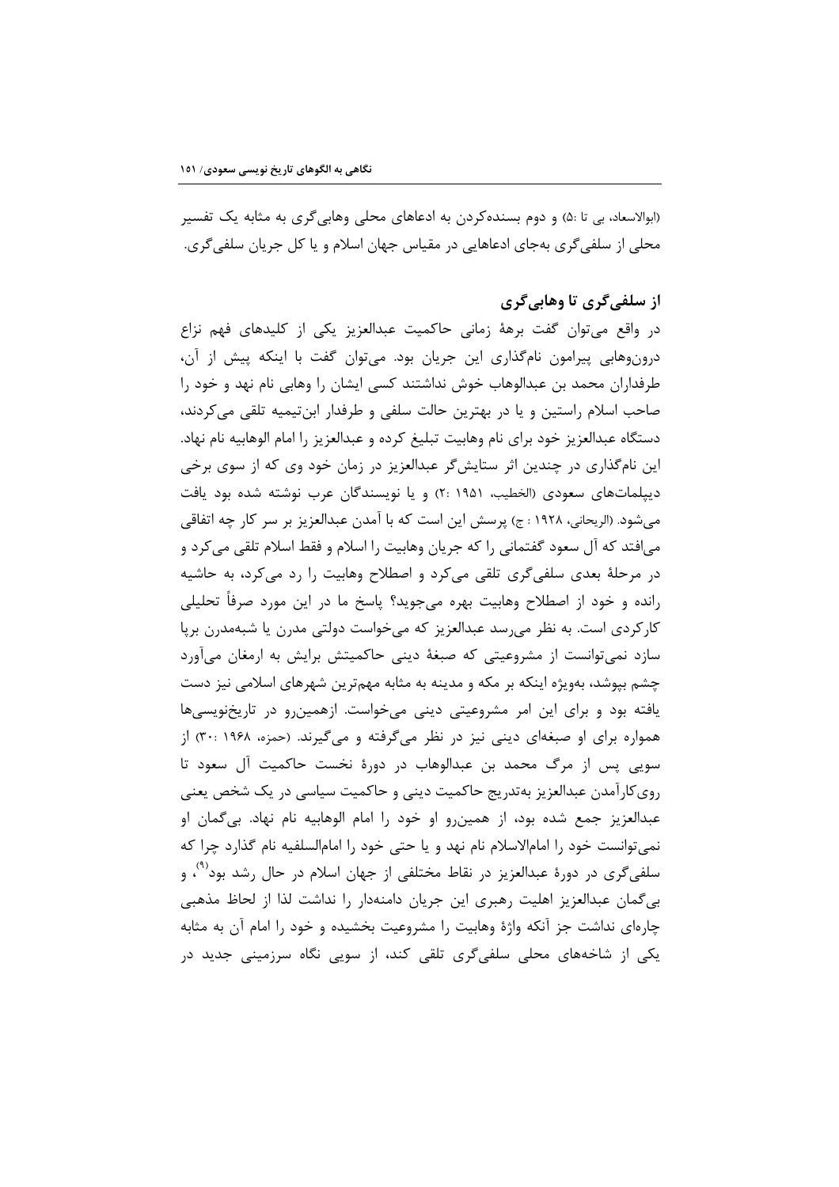(ابوالاسعاد، بی تا :۵) و دوم بسنده‌کردن به ادعاهای محلی وهابی‌گری به مثابه یک تفسیر محلی از سلفی‌گری به‌جای ادعاهایی در مقیاس جهان اسلام و یا کل جریان سلفی‌گری.

## از سلفی‌گری تا وهابی‌گری

در واقع می‌توان گفت برهۀ زمانی حاکمیت عبدالعزیز یکی از کلیدهای فهم نزاع درون‌وهابی پیرامون نام‌گذاری این جریان بود. می‌توان گفت با اینکه پیش از آن، طرفداران محمد بن عبدالوهاب خوش نداشتند کسی ایشان را وهابی نام نهد و خود را صاحب اسلام راستین و یا در بهترین حالت سلفی و طرفدار ابن‌تیمیه تلقی می‌کردند، دستگاه عبدالعزیز خود برای نام وهابیت تبلیغ کرده و عبدالعزیز را امام الوهابیه نام نهاد. این نام‌گذاری در چندین اثر ستایش‌گر عبدالعزیز در زمان خود وی که از سوی برخی دیپلمات‌های سعودی (الخطیب، ۱۹۵۱ :۲) و یا نویسندگان عرب نوشته شده بود یافت می‌شود. (الریحانی، ۱۹۲۸ : ج) پرسش این است که با آمدن عبدالعزیز بر سر کار چه اتفاقی می‌افتد که آل سعود گفتمانی را که جریان وهابیت را اسلام و فقط اسلام تلقی می‌کرد و در مرحلۀ بعدی سلفی‌گری تلقی می‌کرد و اصطلاح وهابیت را رد می‌کرد، به حاشیه رانده و خود از اصطلاح وهابیت بهره می‌جوید؟ پاسخ ما در این مورد صرفاً تحلیلی کارکردی است. به نظر می‌رسد عبدالعزیز که می‌خواست دولتی مدرن یا شبه‌مدرن برپا سازد نمی‌توانست از مشروعیتی که صبغۀ دینی حاکمیتش برایش به ارمغان می‌آورد چشم بپوشد، به‌ویژه اینکه بر مکه و مدینه به مثابه مهم‌ترین شهرهای اسلامی نیز دست یافته بود و برای این امر مشروعیتی دینی می‌خواست. ازهمین‌رو در تاریخ‌نویسی‌ها همواره برای او صبغه‌ای دینی نیز در نظر می‌گرفته و می‌گیرند. (حمزه، ۱۹۶۸ :۳۰) از سویی پس از مرگ محمد بن عبدالوهاب در دورۀ نخست حاکمیت آل سعود تا روی‌کارآمدن عبدالعزیز به‌تدریج حاکمیت دینی و حاکمیت سیاسی در یک شخص یعنی عبدالعزیز جمع شده بود، از همین‌رو او خود را امام الوهابیه نام نهاد. بی‌گمان او نمی‌توانست خود را امام‌الاسلام نام نهد و یا حتی خود را امام‌السلفیه نام گذارد چرا که سلفی‌گری در دورۀ عبدالعزیز در نقاط مختلفی از جهان اسلام در حال رشد بود[۹]، و بی‌گمان عبدالعزیز اهلیت رهبری این جریان دامنه‌دار را نداشت لذا از لحاظ مذهبی چاره‌ای نداشت جز آنکه واژۀ وهابیت را مشروعیت بخشیده و خود را امام آن به مثابه یکی از شاخه‌های محلی سلفی‌گری تلقی کند، از سویی نگاه سرزمینی جدید در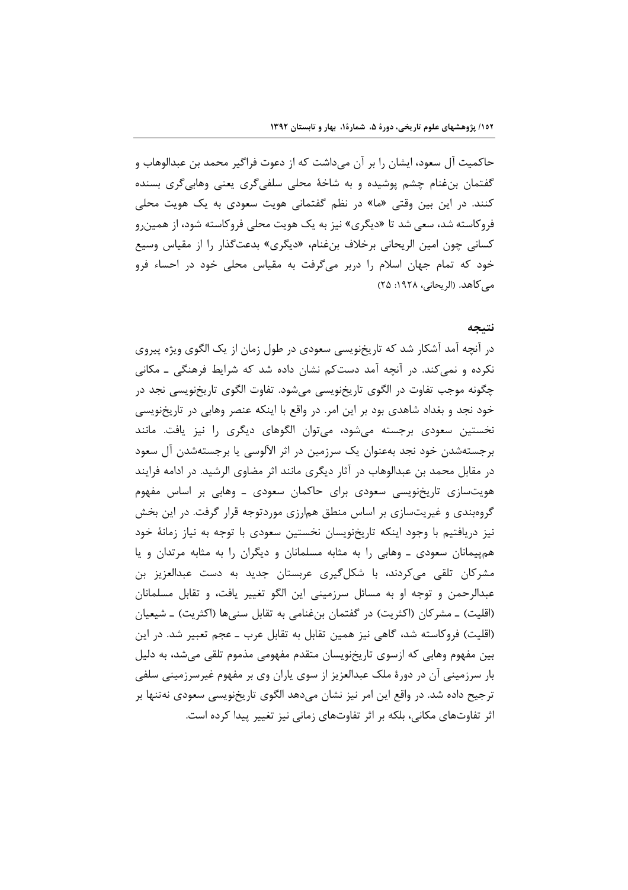حاکمیت آل سعود، ایشان را بر آن می‌داشت که از دعوت فراگیر محمد بن عبدالوهاب و گفتمان بن‌غنام چشم پوشیده و به شاخهٔ محلی سلفی‌گری یعنی وهابی‌گری بسنده کنند. در این بین وقتی «ما» در نظم گفتمانی هویت سعودی به یک هویت محلی فروکاسته شد، سعی شد تا «دیگری» نیز به یک هویت محلی فروکاسته شود، از همین‌رو کسانی چون امین الریحانی برخلاف بن‌غنام، «دیگری» بدعت‌گذار را از مقیاس وسیع خود که تمام جهان اسلام را دربر می‌گرفت به مقیاس محلی خود در احساء فرو می‌کاهد. (الریحانی، ۱۹۲۸: ۲۵)

## نتیجه

در آنچه آمد آشکار شد که تاریخ‌نویسی سعودی در طول زمان از یک الگوی ویژه پیروی نکرده و نمی‌کند. در آنچه آمد دست‌کم نشان داده شد که شرایط فرهنگی ـ مکانی چگونه موجب تفاوت در الگوی تاریخ‌نویسی می‌شود. تفاوت الگوی تاریخ‌نویسی نجد در خود نجد و بغداد شاهدی بود بر این امر. در واقع با اینکه عنصر وهابی در تاریخ‌نویسی نخستین سعودی برجسته می‌شود، می‌توان الگوهای دیگری را نیز یافت. مانند برجسته‌شدن خود نجد به‌عنوان یک سرزمین در اثر الآلوسی یا برجسته‌شدن آل سعود در مقابل محمد بن عبدالوهاب در آثار دیگری مانند اثر مضاوی الرشید. در ادامه فرایند هویت‌سازی تاریخ‌نویسی سعودی برای حاکمان سعودی ـ وهابی بر اساس مفهوم گروه‌بندی و غیریت‌سازی بر اساس منطق هم‌ارزی موردتوجه قرار گرفت. در این بخش نیز دریافتیم با وجود اینکه تاریخ‌نویسان نخستین سعودی با توجه به نیاز زمانهٔ خود هم‌پیمانان سعودی ـ وهابی را به مثابه مسلمانان و دیگران را به مثابه مرتدان و یا مشرکان تلقی می‌کردند، با شکل‌گیری عربستان جدید به دست عبدالعزیز بن عبدالرحمن و توجه او به مسائل سرزمینی این الگو تغییر یافت، و تقابل مسلمانان (اقلیت) ـ مشرکان (اکثریت) در گفتمان بن‌غنامی به تقابل سنی‌ها (اکثریت) ـ شیعیان (اقلیت) فروکاسته شد، گاهی نیز همین تقابل به تقابل عرب ـ عجم تعبیر شد. در این بین مفهوم وهابی که ازسوی تاریخ‌نویسان متقدم مفهومی مذموم تلقی می‌شد، به دلیل بار سرزمینی آن در دورهٔ ملک عبدالعزیز از سوی یاران وی بر مفهوم غیرسرزمینی سلفی ترجیح داده شد. در واقع این امر نیز نشان می‌دهد الگوی تاریخ‌نویسی سعودی نه‌تنها بر اثر تفاوت‌های مکانی، بلکه بر اثر تفاوت‌های زمانی نیز تغییر پیدا کرده است.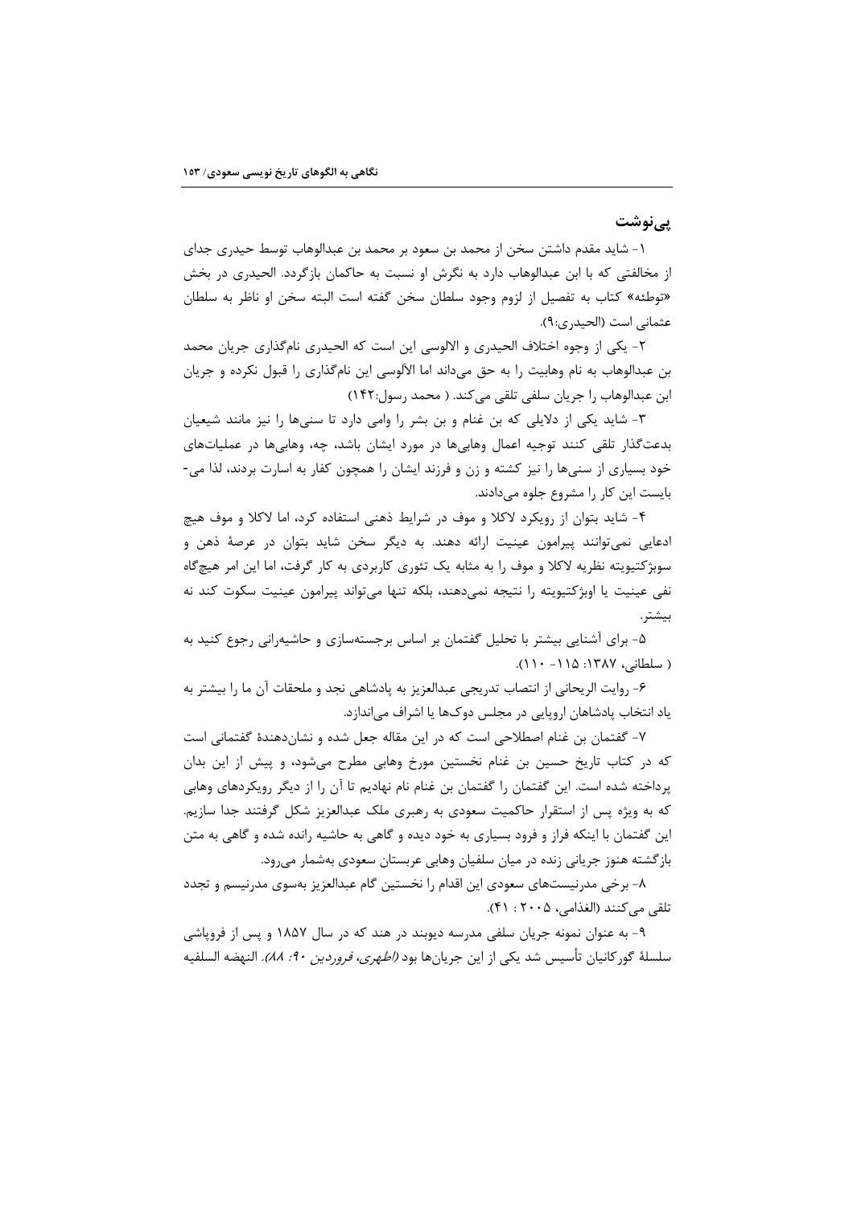## پی‌نوشت

۱- شاید مقدم داشتن سخن از محمد بن سعود بر محمد بن عبدالوهاب توسط حیدری جدای از مخالفتی که با ابن عبدالوهاب دارد به نگرش او نسبت به حاکمان بازگردد. الحیدری در بخش «توطئه» کتاب به تفصیل از لزوم وجود سلطان سخن گفته است البته سخن او ناظر به سلطان عثمانی است (الحیدری:۹).

۲- یکی از وجوه اختلاف الحیدری و الالوسی این است که الحیدری نام‌گذاری جریان محمد بن عبدالوهاب به نام وهابیت را به حق می‌داند اما الآلوسی این نامگذاری را قبول نکرده و جریان ابن عبدالوهاب را جریان سلفی تلقی می‌کند. ( محمد رسول:۱۴۲)

۳- شاید یکی از دلایلی که بن غنام و بن بشر را وامی دارد تا سنی‌ها را نیز مانند شیعیان بدعت‌گذار تلقی کنند توجیه اعمال وهابی‌ها در مورد ایشان باشد، چه، وهابی‌ها در عملیات‌های خود بسیاری از سنی‌ها را نیز کشته و زن و فرزند ایشان را همچون کفار به اسارت بردند، لذا می‌بایست این کار را مشروع جلوه می‌دادند.

۴- شاید بتوان از رویکرد لاکلا و موف در شرایط ذهنی استفاده کرد، اما لاکلا و موف هیچ ادعایی نمی‌توانند پیرامون عینیت ارائه دهند. به دیگر سخن شاید بتوان در عرصهٔ ذهن و سوبژکتیویته نظریه لاکلا و موف را به مثابه یک تئوری کاربردی به کار گرفت، اما این امر هیچ‌گاه نفی عینیت یا اوبژکتیویته را نتیجه نمی‌دهند، بلکه تنها می‌تواند پیرامون عینیت سکوت کند نه بیشتر.

۵- برای آشنایی بیشتر با تحلیل گفتمان بر اساس برجسته‌سازی و حاشیه‌رانی رجوع کنید به ( سلطانی، ۱۳۸۷: ۱۱۵- ۱۱۰).

۶- روایت الریحانی از انتصاب تدریجی عبدالعزیز به پادشاهی نجد و ملحقات آن ما را بیشتر به یاد انتخاب پادشاهان اروپایی در مجلس دوک‌ها یا اشراف می‌اندازد.

۷- گفتمان بن غنام اصطلاحی است که در این مقاله جعل شده و نشان‌دهندهٔ گفتمانی است که در کتاب تاریخ حسین بن غنام نخستین مورخ وهابی مطرح می‌شود، و پیش از این بدان پرداخته شده است. این گفتمان را گفتمان بن غنام نام نهادیم تا آن را از دیگر رویکردهای وهابی که به ویژه پس از استقرار حاکمیت سعودی به رهبری ملک عبدالعزیز شکل گرفتند جدا سازیم. این گفتمان با اینکه فراز و فرود بسیاری به خود دیده و گاهی به حاشیه رانده شده و گاهی به متن بازگشته هنوز جریانی زنده در میان سلفیان وهابی عربستان سعودی به‌شمار می‌رود.

۸- برخی مدرنیست‌های سعودی این اقدام را نخستین گام عبدالعزیز به‌سوی مدرنیسم و تجدد تلقی می‌کنند (الغذامی، ۲۰۰۵ : ۴۱).

۹- به عنوان نمونه جریان سلفی مدرسه دیوبند در هند که در سال ۱۸۵۷ و پس از فروپاشی سلسلهٔ گورکانیان تأسیس شد یکی از این جریان‌ها بود *(اطهری، فروردین ۹۰: ۸۸)*. النهضه السلفیه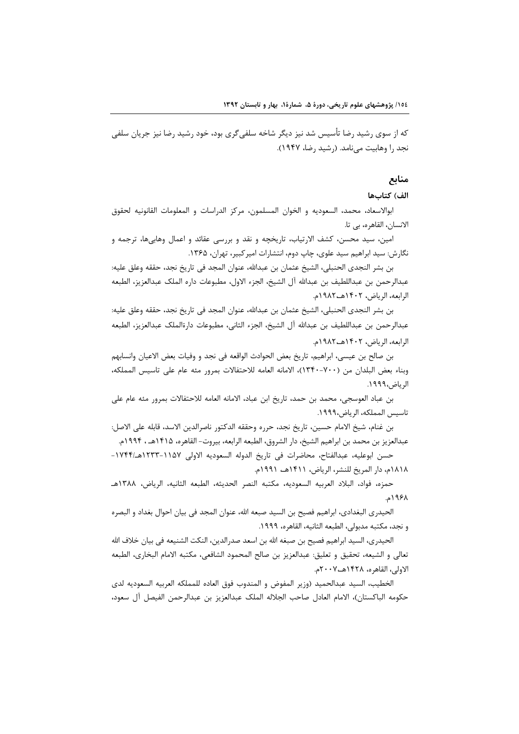که از سوی رشید رضا تأسیس شد نیز دیگر شاخه سلفی‌گری بود، خود رشید رضا نیز جریان سلفی نجد را وهابیت می‌نامد. (رشید رضا، ۱۹۴۷).

## منابع

### الف) کتاب‌ها

ابوالاسعاد، محمد، السعودیه و الخوان المسلمون، مرکز الدراسات و المعلومات القانونیه لحقوق الانسان، القاهره، بی تا.

امین، سید محسن، کشف الارتیاب، تاریخچه و نقد و بررسی عقائد و اعمال وهابی‌ها، ترجمه و نگارش: سید ابراهیم سید علوی، چاپ دوم، انتشارات امیرکبیر، تهران، ۱۳۶۵.

بن بشر النجدی الحنبلی، الشیخ عثمان بن عبدالله، عنوان المجد فی تاریخ نجد، حققه وعلق علیه: عبدالرحمن بن عبداللطیف بن عبدالله آل الشیخ، الجزء الاول، مطبوعات داره الملک عبدالعزیز، الطبعه الرابعه، الریاض، ۱۴۰۲هـ/۱۹۸۲م.

بن بشر النجدی الحنبلی، الشیخ عثمان بن عبدالله، عنوان المجد فی تاریخ نجد، حققه وعلق علیه: عبدالرحمن بن عبداللطیف بن عبدالله آل الشیخ، الجزء الثانی، مطبوعات دارةالملک عبدالعزیز، الطبعه الرابعه، الریاض، ۱۴۰۲هـ/۱۹۸۲م.

بن صالح بن عیسی، ابراهیم، تاریخ بعض الحوادث الواقعه فی نجد و وفیات بعض الاعیان وانسابهم وبناء بعض البلدان من (۷۰۰-۱۳۴۰)، الامانه العامه للاحتفالات بمرور مئه عام علی تاسیس المملکه، الریاض،۱۹۹۹.

بن عباد العوسجی، محمد بن حمد، تاریخ ابن عباد، الامانه العامه للاحتفالات بمرور مئه عام علی تاسیس المملکه، الریاض،۱۹۹۹.

بن غنام، شیخ الامام حسین، تاریخ نجد، حرره وحققه الدکتور ناصرالدین الاسد، قابله علی الاصل: عبدالعزیز بن محمد بن ابراهیم الشیخ، دار الشروق، الطبعه الرابعه، بیروت- القاهره، ۱۴۱۵هـ ، ۱۹۹۴م.

حسن ابوعلیه، عبدالفتاح، محاضرات فی تاریخ الدوله السعودیه الاولی ۱۱۵۷-۱۲۳۳هـ/۱۷۴۴-۱۸۱۸م، دار المریخ للنشر، الریاض، ۱۴۱۱هـ ۱۹۹۱م.

حمزه، فواد، البلاد العربیه السعودیه، مکتبه النصر الحدیثه، الطبعه الثانیه، الریاض، ۱۳۸۸هـ ۱۹۶۸م.

الحیدری البغدادی، ابراهیم فصیح بن السید صبغه الله، عنوان المجد فی بیان احوال بغداد و البصره و نجد، مکتبه مدبولی، الطبعه الثانیه، القاهره، ۱۹۹۹.

الحیدری، السید ابراهیم فصیح بن صبغه الله بن اسعد صدرالدین، النکت الشنیعه فی بیان خلاف الله تعالی و الشیعه، تحقیق و تعلیق: عبدالعزیز بن صالح المحمود الشافعی، مکتبه الامام البخاری، الطبعه الاولی، القاهره، ۱۴۲۸هـ/۲۰۰۷م.

الخطیب، السید عبدالحمید (وزیر المفوض و المندوب فوق العاده للمملکه العربیه السعودیه لدی حکومه الباکستان)، الامام العادل صاحب الجلاله الملک عبدالعزیز بن عبدالرحمن الفیصل آل سعود،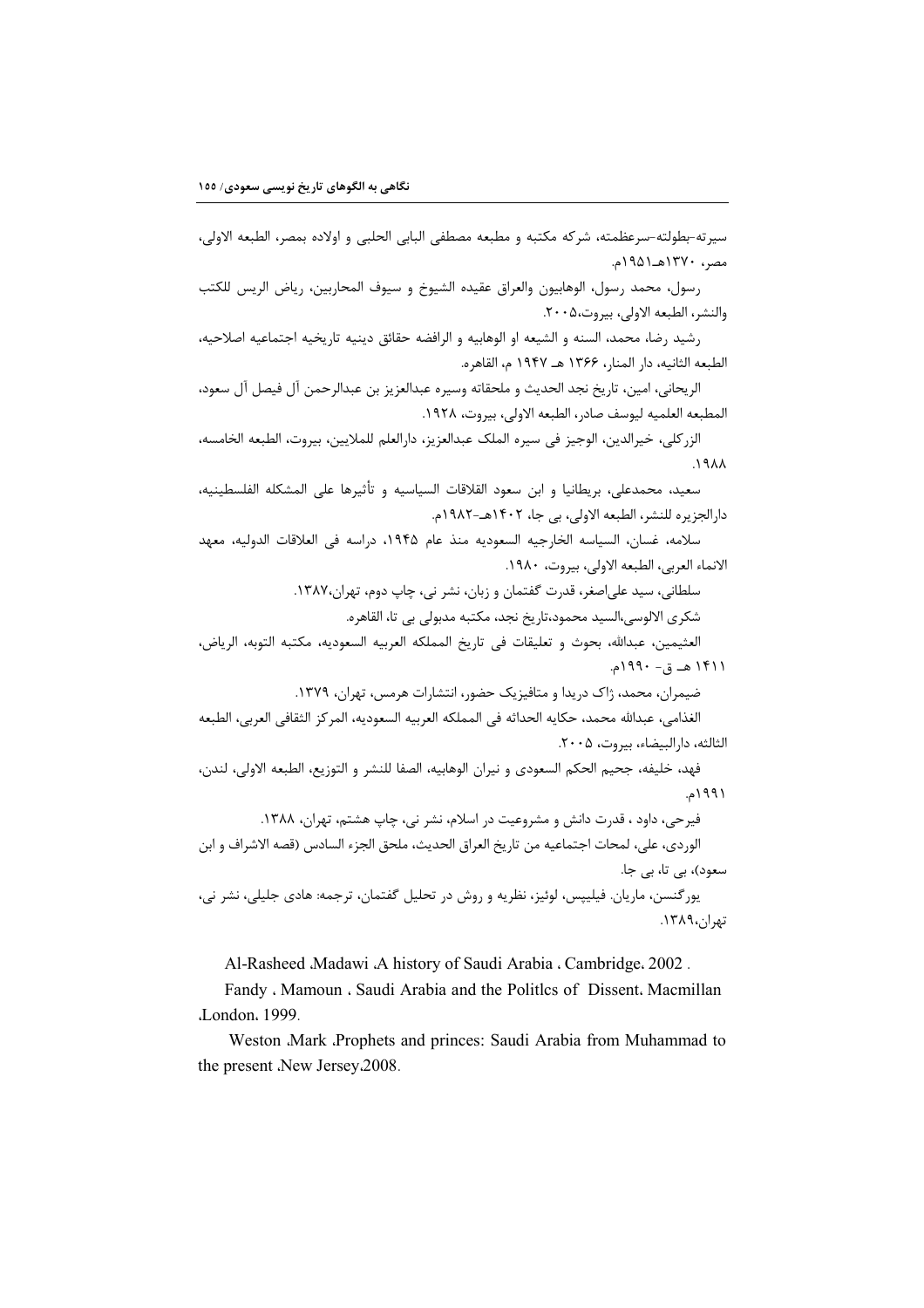سیرته-بطولته-سرعظمته، شرکه مکتبه و مطبعه مصطفی البابی الحلبی و اولاده بمصر، الطبعه الاولی، مصر، ۱۳۷۰هـ-۱۹۵۱م.

رسول، محمد رسول، الوهابیون والعراق عقیده الشیوخ و سیوف المحاربین، ریاض الریس للکتب والنشر، الطبعه الاولی، بیروت،۲۰۰۵.

رشید رضا، محمد، السنه و الشیعه او الوهابیه و الرافضه حقائق دینیه تاریخیه اجتماعیه اصلاحیه، الطبعه الثانیه، دار المنار، ۱۳۶۶ هـ ۱۹۴۷ م، القاهره.

الریحانی، امین، تاریخ نجد الحدیث و ملحقاته وسیره عبدالعزیز بن عبدالرحمن آل فیصل آل سعود، المطبعه العلمیه لیوسف صادر، الطبعه الاولی، بیروت، ۱۹۲۸.

الزرکلی، خیرالدین، الوجیز فی سیره الملک عبدالعزیز، دارالعلم للملایین، بیروت، الطبعه الخامسه، ۱۹۸۸.

سعید، محمدعلی، بریطانیا و ابن سعود القلاقات السیاسیه و تأثیرها علی المشکله الفلسطینیه، دارالجزیره للنشر، الطبعه الاولی، بی جا، ۱۴۰۲هـ-۱۹۸۲م.

سلامه، غسان، السیاسه الخارجیه السعودیه منذ عام ۱۹۴۵، دراسه فی العلاقات الدولیه، معهد الانماء العربی، الطبعه الاولی، بیروت، ۱۹۸۰.

سلطانی، سید علی‌اصغر، قدرت گفتمان و زبان، نشر نی، چاپ دوم، تهران،۱۳۸۷.

شکری الالوسی،السید محمود،تاریخ نجد، مکتبه مدبولی بی تا، القاهره.

العثیمین، عبدالله، بحوث و تعلیقات فی تاریخ المملکه العربیه السعودیه، مکتبه التوبه، الریاض، ۱۴۱۱ هـ ق- ۱۹۹۰م.

ضیمران، محمد، ژاک دریدا و متافیزیک حضور، انتشارات هرمس، تهران، ۱۳۷۹.

الغذامی، عبدالله محمد، حکایه الحداثه فی المملکه العربیه السعودیه، المرکز الثقافی العربی، الطبعه الثالثه، دارالبیضاء، بیروت، ۲۰۰۵.

فهد، خلیفه، جحیم الحکم السعودی و نیران الوهابیه، الصفا للنشر و التوزیع، الطبعه الاولی، لندن، ۱۹۹۱م.

فیرحی، داود ، قدرت دانش و مشروعیت در اسلام، نشر نی، چاپ هشتم، تهران، ۱۳۸۸.

الوردی، علی، لمحات اجتماعیه من تاریخ العراق الحدیث، ملحق الجزء السادس (قصه الاشراف و ابن سعود)، بی تا، بی جا.

یورگنسن، ماریان. فیلیپس، لوئیز، نظریه و روش در تحلیل گفتمان، ترجمه: هادی جلیلی، نشر نی، تهران،۱۳۸۹.

Al-Rasheed ،Madawi ،A history of Saudi Arabia ، Cambridge، 2002 .

Fandy ، Mamoun ، Saudi Arabia and the Politlcs of Dissent، Macmillan ،London، 1999.

Weston ،Mark ،Prophets and princes: Saudi Arabia from Muhammad to the present ،New Jersey،2008.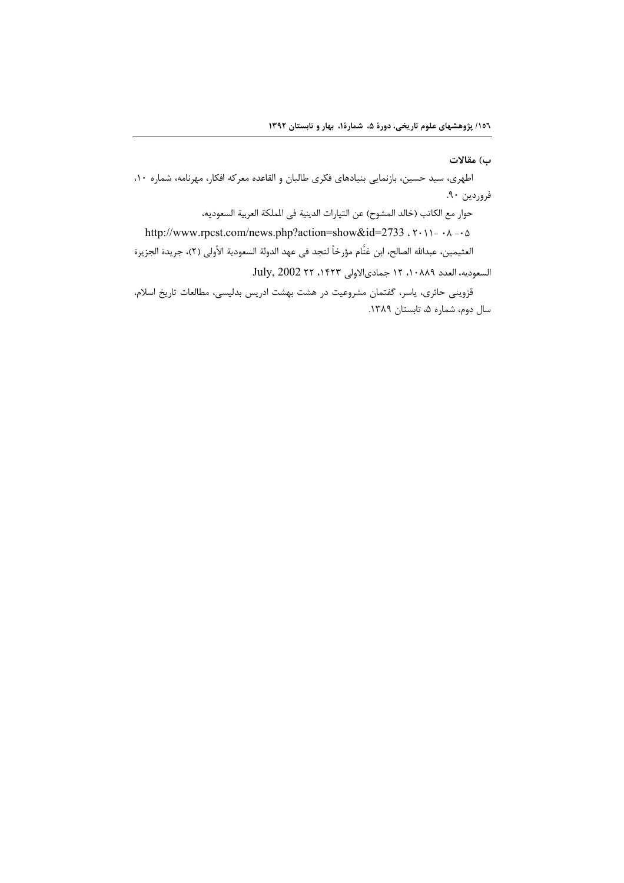### ب) مقالات

اطهری، سید حسین، بازنمایی بنیادهای فکری طالبان و القاعده معرکه افکار، مهرنامه، شماره ۱۰، فروردین ۹۰.

حوار مع الکاتب (خالد المشوح) عن التیارات الدینیة فی المملکة العربیة السعودیه، http://www.rpcst.com/news.php?action=show&id=2733 ، ۲۰۱۱-۰۸-۰۵

العثیمین، عبدالله الصالح، ابن غنّام مؤرخاً لنجد فی عهد الدولة السعودیة الأولی (۲)، جریدة الجزیرة السعودیه، العدد ۱۰۸۸۹، ۱۲ جمادی‌الاولی ۱۴۲۳، ۲۲ July, 2002

قزوینی حائری، یاسر، گفتمان مشروعیت در هشت بهشت ادریس بدلیسی، مطالعات تاریخ اسلام، سال دوم، شماره ۵، تابستان ۱۳۸۹.